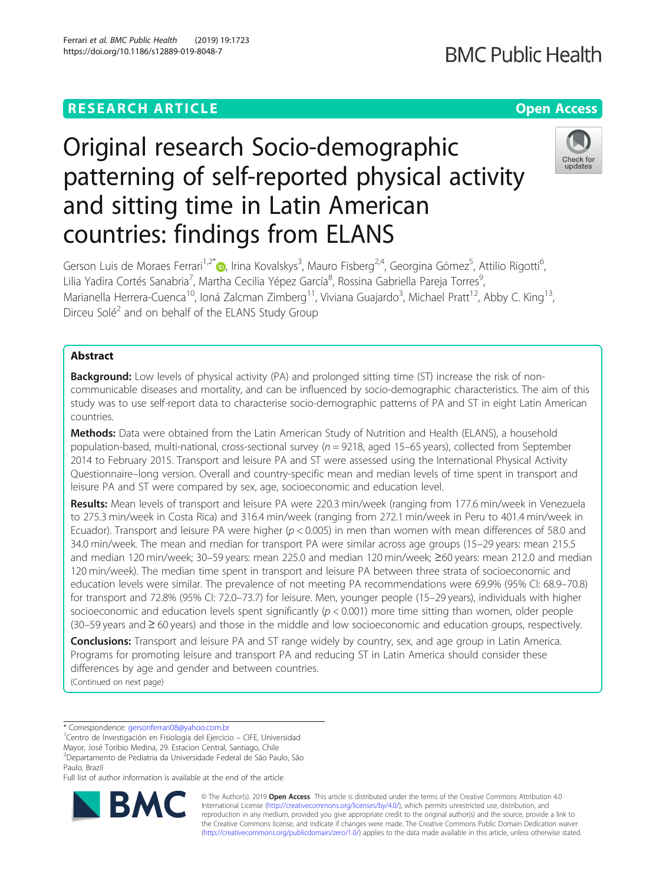RESEARCH ARTICLE

Open Access

# Original research Socio-demographic patterning of self-reported physical activity and sitting time in Latin American countries: findings from ELANS

Gerson Luis de Moraes Ferrari[1,2*], Irina Kovalskys[3], Mauro Fisberg[2,4], Georgina Gómez[5], Attilio Rigotti[6], Lilia Yadira Cortés Sanabria[7], Martha Cecilia Yépez García[8], Rossina Gabriella Pareja Torres[9], Marianella Herrera-Cuenca[10], Ioná Zalcman Zimberg[11], Viviana Guajardo[3], Michael Pratt[12], Abby C. King[13], Dirceu Solé[2] and on behalf of the ELANS Study Group

## Abstract

**Background:** Low levels of physical activity (PA) and prolonged sitting time (ST) increase the risk of non-communicable diseases and mortality, and can be influenced by socio-demographic characteristics. The aim of this study was to use self-report data to characterise socio-demographic patterns of PA and ST in eight Latin American countries.

**Methods:** Data were obtained from the Latin American Study of Nutrition and Health (ELANS), a household population-based, multi-national, cross-sectional survey ($n = 9218$, aged 15–65 years), collected from September 2014 to February 2015. Transport and leisure PA and ST were assessed using the International Physical Activity Questionnaire–long version. Overall and country-specific mean and median levels of time spent in transport and leisure PA and ST were compared by sex, age, socioeconomic and education level.

**Results:** Mean levels of transport and leisure PA were 220.3 min/week (ranging from 177.6 min/week in Venezuela to 275.3 min/week in Costa Rica) and 316.4 min/week (ranging from 272.1 min/week in Peru to 401.4 min/week in Ecuador). Transport and leisure PA were higher ($p < 0.005$) in men than women with mean differences of 58.0 and 34.0 min/week. The mean and median for transport PA were similar across age groups (15–29 years: mean 215.5 and median 120 min/week; 30–59 years: mean 225.0 and median 120 min/week; ≥60 years: mean 212.0 and median 120 min/week). The median time spent in transport and leisure PA between three strata of socioeconomic and education levels were similar. The prevalence of not meeting PA recommendations were 69.9% (95% CI: 68.9–70.8) for transport and 72.8% (95% CI: 72.0–73.7) for leisure. Men, younger people (15–29 years), individuals with higher socioeconomic and education levels spent significantly ($p < 0.001$) more time sitting than women, older people (30–59 years and ≥ 60 years) and those in the middle and low socioeconomic and education groups, respectively.

**Conclusions:** Transport and leisure PA and ST range widely by country, sex, and age group in Latin America. Programs for promoting leisure and transport PA and reducing ST in Latin America should consider these differences by age and gender and between countries.

(Continued on next page)

---

\* Correspondence: gersonferrari08@yahoo.com.br

[1]Centro de Investigación en Fisiologia del Exercicio – CIFE, Universidad Mayor, José Toribio Medina, 29. Estacion Central, Santiago, Chile

[2]Departamento de Pediatria da Universidade Federal de São Paulo, São Paulo, Brazil

Full list of author information is available at the end of the article

© The Author(s). 2019 **Open Access** This article is distributed under the terms of the Creative Commons Attribution 4.0 International License (http://creativecommons.org/licenses/by/4.0/), which permits unrestricted use, distribution, and reproduction in any medium, provided you give appropriate credit to the original author(s) and the source, provide a link to the Creative Commons license, and indicate if changes were made. The Creative Commons Public Domain Dedication waiver (http://creativecommons.org/publicdomain/zero/1.0/) applies to the data made available in this article, unless otherwise stated.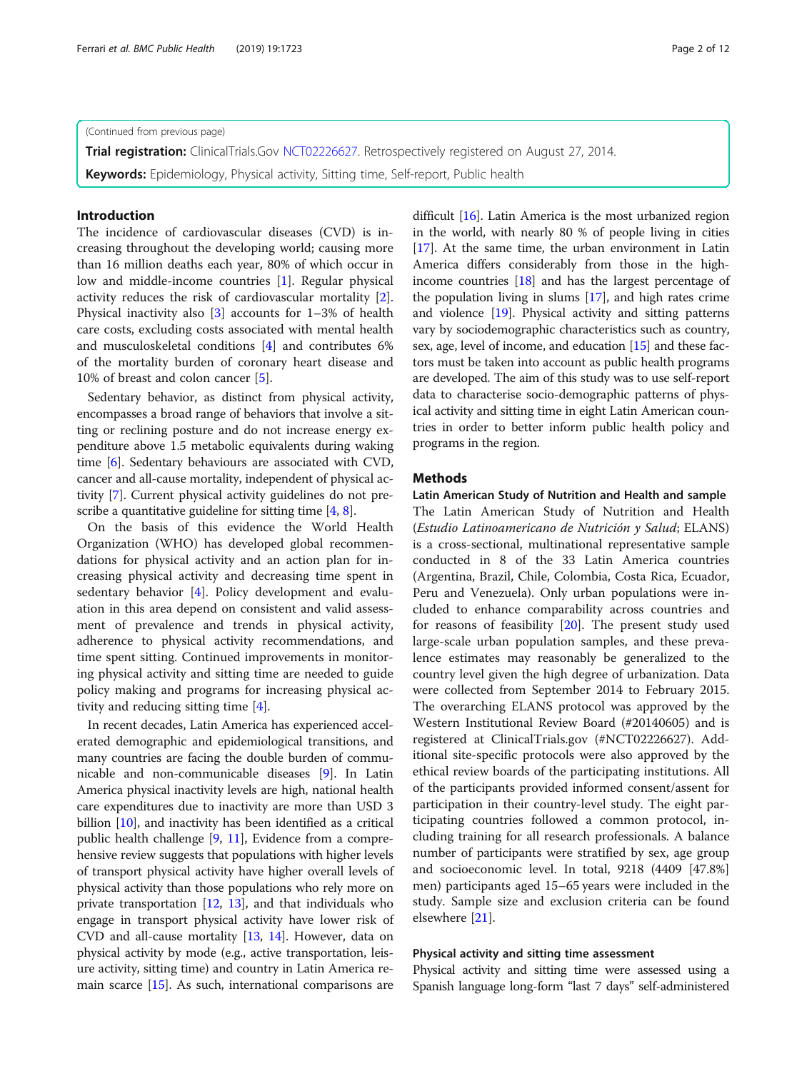(Continued from previous page)

**Trial registration:** ClinicalTrials.Gov NCT02226627. Retrospectively registered on August 27, 2014.

**Keywords:** Epidemiology, Physical activity, Sitting time, Self-report, Public health

## Introduction

The incidence of cardiovascular diseases (CVD) is increasing throughout the developing world; causing more than 16 million deaths each year, 80% of which occur in low and middle-income countries [1]. Regular physical activity reduces the risk of cardiovascular mortality [2]. Physical inactivity also [3] accounts for 1–3% of health care costs, excluding costs associated with mental health and musculoskeletal conditions [4] and contributes 6% of the mortality burden of coronary heart disease and 10% of breast and colon cancer [5].

Sedentary behavior, as distinct from physical activity, encompasses a broad range of behaviors that involve a sitting or reclining posture and do not increase energy expenditure above 1.5 metabolic equivalents during waking time [6]. Sedentary behaviours are associated with CVD, cancer and all-cause mortality, independent of physical activity [7]. Current physical activity guidelines do not prescribe a quantitative guideline for sitting time [4, 8].

On the basis of this evidence the World Health Organization (WHO) has developed global recommendations for physical activity and an action plan for increasing physical activity and decreasing time spent in sedentary behavior [4]. Policy development and evaluation in this area depend on consistent and valid assessment of prevalence and trends in physical activity, adherence to physical activity recommendations, and time spent sitting. Continued improvements in monitoring physical activity and sitting time are needed to guide policy making and programs for increasing physical activity and reducing sitting time [4].

In recent decades, Latin America has experienced accelerated demographic and epidemiological transitions, and many countries are facing the double burden of communicable and non-communicable diseases [9]. In Latin America physical inactivity levels are high, national health care expenditures due to inactivity are more than USD 3 billion [10], and inactivity has been identified as a critical public health challenge [9, 11], Evidence from a comprehensive review suggests that populations with higher levels of transport physical activity have higher overall levels of physical activity than those populations who rely more on private transportation [12, 13], and that individuals who engage in transport physical activity have lower risk of CVD and all-cause mortality [13, 14]. However, data on physical activity by mode (e.g., active transportation, leisure activity, sitting time) and country in Latin America remain scarce [15]. As such, international comparisons are difficult [16]. Latin America is the most urbanized region in the world, with nearly 80 % of people living in cities [17]. At the same time, the urban environment in Latin America differs considerably from those in the high-income countries [18] and has the largest percentage of the population living in slums [17], and high rates crime and violence [19]. Physical activity and sitting patterns vary by sociodemographic characteristics such as country, sex, age, level of income, and education [15] and these factors must be taken into account as public health programs are developed. The aim of this study was to use self-report data to characterise socio-demographic patterns of physical activity and sitting time in eight Latin American countries in order to better inform public health policy and programs in the region.

## Methods

### Latin American Study of Nutrition and Health and sample

The Latin American Study of Nutrition and Health (*Estudio Latinoamericano de Nutrición y Salud*; ELANS) is a cross-sectional, multinational representative sample conducted in 8 of the 33 Latin America countries (Argentina, Brazil, Chile, Colombia, Costa Rica, Ecuador, Peru and Venezuela). Only urban populations were included to enhance comparability across countries and for reasons of feasibility [20]. The present study used large-scale urban population samples, and these prevalence estimates may reasonably be generalized to the country level given the high degree of urbanization. Data were collected from September 2014 to February 2015. The overarching ELANS protocol was approved by the Western Institutional Review Board (#20140605) and is registered at ClinicalTrials.gov (#NCT02226627). Additional site-specific protocols were also approved by the ethical review boards of the participating institutions. All of the participants provided informed consent/assent for participation in their country-level study. The eight participating countries followed a common protocol, including training for all research professionals. A balance number of participants were stratified by sex, age group and socioeconomic level. In total, 9218 (4409 [47.8%] men) participants aged 15–65 years were included in the study. Sample size and exclusion criteria can be found elsewhere [21].

### Physical activity and sitting time assessment

Physical activity and sitting time were assessed using a Spanish language long-form "last 7 days" self-administered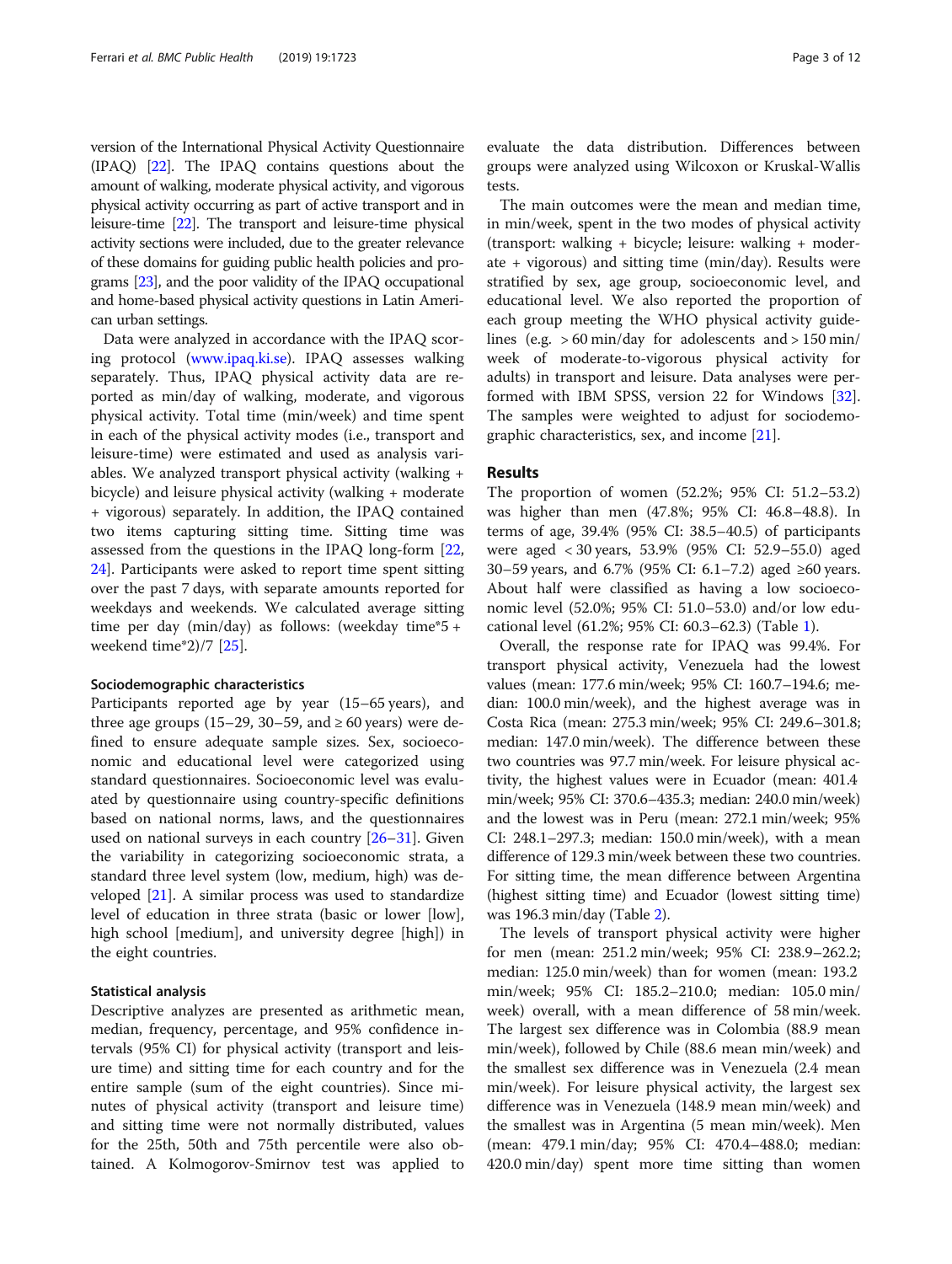version of the International Physical Activity Questionnaire (IPAQ) [22]. The IPAQ contains questions about the amount of walking, moderate physical activity, and vigorous physical activity occurring as part of active transport and in leisure-time [22]. The transport and leisure-time physical activity sections were included, due to the greater relevance of these domains for guiding public health policies and programs [23], and the poor validity of the IPAQ occupational and home-based physical activity questions in Latin American urban settings.

Data were analyzed in accordance with the IPAQ scoring protocol (www.ipaq.ki.se). IPAQ assesses walking separately. Thus, IPAQ physical activity data are reported as min/day of walking, moderate, and vigorous physical activity. Total time (min/week) and time spent in each of the physical activity modes (i.e., transport and leisure-time) were estimated and used as analysis variables. We analyzed transport physical activity (walking + bicycle) and leisure physical activity (walking + moderate + vigorous) separately. In addition, the IPAQ contained two items capturing sitting time. Sitting time was assessed from the questions in the IPAQ long-form [22, 24]. Participants were asked to report time spent sitting over the past 7 days, with separate amounts reported for weekdays and weekends. We calculated average sitting time per day (min/day) as follows: (weekday time*5 + weekend time*2)/7 [25].

### Sociodemographic characteristics

Participants reported age by year (15–65 years), and three age groups (15–29, 30–59, and ≥ 60 years) were defined to ensure adequate sample sizes. Sex, socioeconomic and educational level were categorized using standard questionnaires. Socioeconomic level was evaluated by questionnaire using country-specific definitions based on national norms, laws, and the questionnaires used on national surveys in each country [26–31]. Given the variability in categorizing socioeconomic strata, a standard three level system (low, medium, high) was developed [21]. A similar process was used to standardize level of education in three strata (basic or lower [low], high school [medium], and university degree [high]) in the eight countries.

### Statistical analysis

Descriptive analyzes are presented as arithmetic mean, median, frequency, percentage, and 95% confidence intervals (95% CI) for physical activity (transport and leisure time) and sitting time for each country and for the entire sample (sum of the eight countries). Since minutes of physical activity (transport and leisure time) and sitting time were not normally distributed, values for the 25th, 50th and 75th percentile were also obtained. A Kolmogorov-Smirnov test was applied to evaluate the data distribution. Differences between groups were analyzed using Wilcoxon or Kruskal-Wallis tests.

The main outcomes were the mean and median time, in min/week, spent in the two modes of physical activity (transport: walking + bicycle; leisure: walking + moderate + vigorous) and sitting time (min/day). Results were stratified by sex, age group, socioeconomic level, and educational level. We also reported the proportion of each group meeting the WHO physical activity guidelines (e.g. > 60 min/day for adolescents and > 150 min/week of moderate-to-vigorous physical activity for adults) in transport and leisure. Data analyses were performed with IBM SPSS, version 22 for Windows [32]. The samples were weighted to adjust for sociodemographic characteristics, sex, and income [21].

## Results

The proportion of women (52.2%; 95% CI: 51.2–53.2) was higher than men (47.8%; 95% CI: 46.8–48.8). In terms of age, 39.4% (95% CI: 38.5–40.5) of participants were aged < 30 years, 53.9% (95% CI: 52.9–55.0) aged 30–59 years, and 6.7% (95% CI: 6.1–7.2) aged ≥60 years. About half were classified as having a low socioeconomic level (52.0%; 95% CI: 51.0–53.0) and/or low educational level (61.2%; 95% CI: 60.3–62.3) (Table 1).

Overall, the response rate for IPAQ was 99.4%. For transport physical activity, Venezuela had the lowest values (mean: 177.6 min/week; 95% CI: 160.7–194.6; median: 100.0 min/week), and the highest average was in Costa Rica (mean: 275.3 min/week; 95% CI: 249.6–301.8; median: 147.0 min/week). The difference between these two countries was 97.7 min/week. For leisure physical activity, the highest values were in Ecuador (mean: 401.4 min/week; 95% CI: 370.6–435.3; median: 240.0 min/week) and the lowest was in Peru (mean: 272.1 min/week; 95% CI: 248.1–297.3; median: 150.0 min/week), with a mean difference of 129.3 min/week between these two countries. For sitting time, the mean difference between Argentina (highest sitting time) and Ecuador (lowest sitting time) was 196.3 min/day (Table 2).

The levels of transport physical activity were higher for men (mean: 251.2 min/week; 95% CI: 238.9–262.2; median: 125.0 min/week) than for women (mean: 193.2 min/week; 95% CI: 185.2–210.0; median: 105.0 min/week) overall, with a mean difference of 58 min/week. The largest sex difference was in Colombia (88.9 mean min/week), followed by Chile (88.6 mean min/week) and the smallest sex difference was in Venezuela (2.4 mean min/week). For leisure physical activity, the largest sex difference was in Venezuela (148.9 mean min/week) and the smallest was in Argentina (5 mean min/week). Men (mean: 479.1 min/day; 95% CI: 470.4–488.0; median: 420.0 min/day) spent more time sitting than women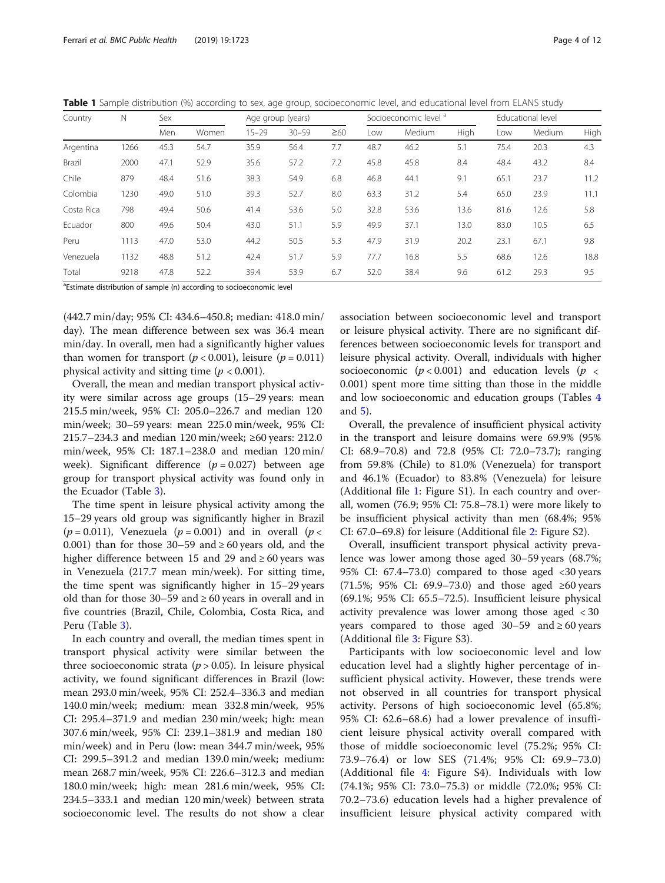**Table 1** Sample distribution (%) according to sex, age group, socioeconomic level, and educational level from ELANS study

| Country | N | Sex | | Age group (years) | | | Socioeconomic level [a] | | | Educational level | | |
|---|---|---|---|---|---|---|---|---|---|---|---|---|
| | | Men | Women | 15–29 | 30–59 | ≥60 | Low | Medium | High | Low | Medium | High |
| Argentina | 1266 | 45.3 | 54.7 | 35.9 | 56.4 | 7.7 | 48.7 | 46.2 | 5.1 | 75.4 | 20.3 | 4.3 |
| Brazil | 2000 | 47.1 | 52.9 | 35.6 | 57.2 | 7.2 | 45.8 | 45.8 | 8.4 | 48.4 | 43.2 | 8.4 |
| Chile | 879 | 48.4 | 51.6 | 38.3 | 54.9 | 6.8 | 46.8 | 44.1 | 9.1 | 65.1 | 23.7 | 11.2 |
| Colombia | 1230 | 49.0 | 51.0 | 39.3 | 52.7 | 8.0 | 63.3 | 31.2 | 5.4 | 65.0 | 23.9 | 11.1 |
| Costa Rica | 798 | 49.4 | 50.6 | 41.4 | 53.6 | 5.0 | 32.8 | 53.6 | 13.6 | 81.6 | 12.6 | 5.8 |
| Ecuador | 800 | 49.6 | 50.4 | 43.0 | 51.1 | 5.9 | 49.9 | 37.1 | 13.0 | 83.0 | 10.5 | 6.5 |
| Peru | 1113 | 47.0 | 53.0 | 44.2 | 50.5 | 5.3 | 47.9 | 31.9 | 20.2 | 23.1 | 67.1 | 9.8 |
| Venezuela | 1132 | 48.8 | 51.2 | 42.4 | 51.7 | 5.9 | 77.7 | 16.8 | 5.5 | 68.6 | 12.6 | 18.8 |
| Total | 9218 | 47.8 | 52.2 | 39.4 | 53.9 | 6.7 | 52.0 | 38.4 | 9.6 | 61.2 | 29.3 | 9.5 |

[a]Estimate distribution of sample (n) according to socioeconomic level

(442.7 min/day; 95% CI: 434.6–450.8; median: 418.0 min/day). The mean difference between sex was 36.4 mean min/day. In overall, men had a significantly higher values than women for transport ($p < 0.001$), leisure ($p = 0.011$) physical activity and sitting time ($p < 0.001$).

Overall, the mean and median transport physical activity were similar across age groups (15–29 years: mean 215.5 min/week, 95% CI: 205.0–226.7 and median 120 min/week; 30–59 years: mean 225.0 min/week, 95% CI: 215.7–234.3 and median 120 min/week; ≥60 years: 212.0 min/week, 95% CI: 187.1–238.0 and median 120 min/week). Significant difference ($p = 0.027$) between age group for transport physical activity was found only in the Ecuador (Table 3).

The time spent in leisure physical activity among the 15–29 years old group was significantly higher in Brazil ($p = 0.011$), Venezuela ($p = 0.001$) and in overall ($p < 0.001$) than for those 30–59 and ≥ 60 years old, and the higher difference between 15 and 29 and ≥ 60 years was in Venezuela (217.7 mean min/week). For sitting time, the time spent was significantly higher in 15–29 years old than for those 30–59 and ≥ 60 years in overall and in five countries (Brazil, Chile, Colombia, Costa Rica, and Peru (Table 3).

In each country and overall, the median times spent in transport physical activity were similar between the three socioeconomic strata ($p > 0.05$). In leisure physical activity, we found significant differences in Brazil (low: mean 293.0 min/week, 95% CI: 252.4–336.3 and median 140.0 min/week; medium: mean 332.8 min/week, 95% CI: 295.4–371.9 and median 230 min/week; high: mean 307.6 min/week, 95% CI: 239.1–381.9 and median 180 min/week) and in Peru (low: mean 344.7 min/week, 95% CI: 299.5–391.2 and median 139.0 min/week; medium: mean 268.7 min/week, 95% CI: 226.6–312.3 and median 180.0 min/week; high: mean 281.6 min/week, 95% CI: 234.5–333.1 and median 120 min/week) between strata socioeconomic level. The results do not show a clear association between socioeconomic level and transport or leisure physical activity. There are no significant differences between socioeconomic levels for transport and leisure physical activity. Overall, individuals with higher socioeconomic ($p < 0.001$) and education levels ($p < 0.001$) spent more time sitting than those in the middle and low socioeconomic and education groups (Tables 4 and 5).

Overall, the prevalence of insufficient physical activity in the transport and leisure domains were 69.9% (95% CI: 68.9–70.8) and 72.8 (95% CI: 72.0–73.7); ranging from 59.8% (Chile) to 81.0% (Venezuela) for transport and 46.1% (Ecuador) to 83.8% (Venezuela) for leisure (Additional file 1: Figure S1). In each country and overall, women (76.9; 95% CI: 75.8–78.1) were more likely to be insufficient physical activity than men (68.4%; 95% CI: 67.0–69.8) for leisure (Additional file 2: Figure S2).

Overall, insufficient transport physical activity prevalence was lower among those aged 30–59 years (68.7%; 95% CI: 67.4–73.0) compared to those aged <30 years (71.5%; 95% CI: 69.9–73.0) and those aged ≥60 years (69.1%; 95% CI: 65.5–72.5). Insufficient leisure physical activity prevalence was lower among those aged < 30 years compared to those aged 30–59 and ≥ 60 years (Additional file 3: Figure S3).

Participants with low socioeconomic level and low education level had a slightly higher percentage of insufficient physical activity. However, these trends were not observed in all countries for transport physical activity. Persons of high socioeconomic level (65.8%; 95% CI: 62.6–68.6) had a lower prevalence of insufficient leisure physical activity overall compared with those of middle socioeconomic level (75.2%; 95% CI: 73.9–76.4) or low SES (71.4%; 95% CI: 69.9–73.0) (Additional file 4: Figure S4). Individuals with low (74.1%; 95% CI: 73.0–75.3) or middle (72.0%; 95% CI: 70.2–73.6) education levels had a higher prevalence of insufficient leisure physical activity compared with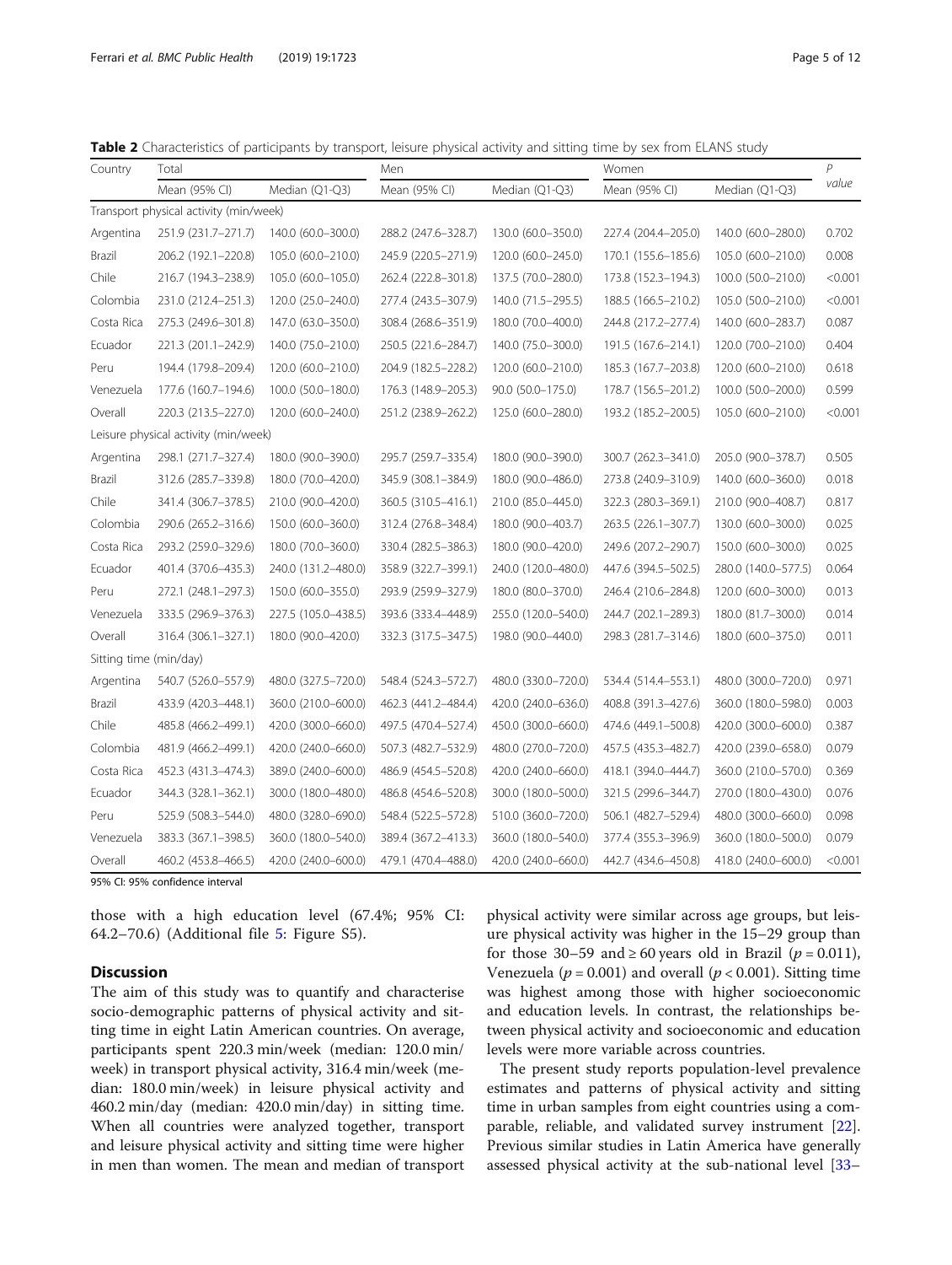**Table 2** Characteristics of participants by transport, leisure physical activity and sitting time by sex from ELANS study

| Country | Total | | Men | | Women | | *P* value |
|---|---|---|---|---|---|---|---|
| | Mean (95% CI) | Median (Q1-Q3) | Mean (95% CI) | Median (Q1-Q3) | Mean (95% CI) | Median (Q1-Q3) | |
| Transport physical activity (min/week) | | | | | | | |
| Argentina | 251.9 (231.7–271.7) | 140.0 (60.0–300.0) | 288.2 (247.6–328.7) | 130.0 (60.0–350.0) | 227.4 (204.4–205.0) | 140.0 (60.0–280.0) | 0.702 |
| Brazil | 206.2 (192.1–220.8) | 105.0 (60.0–210.0) | 245.9 (220.5–271.9) | 120.0 (60.0–245.0) | 170.1 (155.6–185.6) | 105.0 (60.0–210.0) | 0.008 |
| Chile | 216.7 (194.3–238.9) | 105.0 (60.0–105.0) | 262.4 (222.8–301.8) | 137.5 (70.0–280.0) | 173.8 (152.3–194.3) | 100.0 (50.0–210.0) | <0.001 |
| Colombia | 231.0 (212.4–251.3) | 120.0 (25.0–240.0) | 277.4 (243.5–307.9) | 140.0 (71.5–295.5) | 188.5 (166.5–210.2) | 105.0 (50.0–210.0) | <0.001 |
| Costa Rica | 275.3 (249.6–301.8) | 147.0 (63.0–350.0) | 308.4 (268.6–351.9) | 180.0 (70.0–400.0) | 244.8 (217.2–277.4) | 140.0 (60.0–283.7) | 0.087 |
| Ecuador | 221.3 (201.1–242.9) | 140.0 (75.0–210.0) | 250.5 (221.6–284.7) | 140.0 (75.0–300.0) | 191.5 (167.6–214.1) | 120.0 (70.0–210.0) | 0.404 |
| Peru | 194.4 (179.8–209.4) | 120.0 (60.0–210.0) | 204.9 (182.5–228.2) | 120.0 (60.0–210.0) | 185.3 (167.7–203.8) | 120.0 (60.0–210.0) | 0.618 |
| Venezuela | 177.6 (160.7–194.6) | 100.0 (50.0–180.0) | 176.3 (148.9–205.3) | 90.0 (50.0–175.0) | 178.7 (156.5–201.2) | 100.0 (50.0–200.0) | 0.599 |
| Overall | 220.3 (213.5–227.0) | 120.0 (60.0–240.0) | 251.2 (238.9–262.2) | 125.0 (60.0–280.0) | 193.2 (185.2–200.5) | 105.0 (60.0–210.0) | <0.001 |
| Leisure physical activity (min/week) | | | | | | | |
| Argentina | 298.1 (271.7–327.4) | 180.0 (90.0–390.0) | 295.7 (259.7–335.4) | 180.0 (90.0–390.0) | 300.7 (262.3–341.0) | 205.0 (90.0–378.7) | 0.505 |
| Brazil | 312.6 (285.7–339.8) | 180.0 (70.0–420.0) | 345.9 (308.1–384.9) | 180.0 (90.0–486.0) | 273.8 (240.9–310.9) | 140.0 (60.0–360.0) | 0.018 |
| Chile | 341.4 (306.7–378.5) | 210.0 (90.0–420.0) | 360.5 (310.5–416.1) | 210.0 (85.0–445.0) | 322.3 (280.3–369.1) | 210.0 (90.0–408.7) | 0.817 |
| Colombia | 290.6 (265.2–316.6) | 150.0 (60.0–360.0) | 312.4 (276.8–348.4) | 180.0 (90.0–403.7) | 263.5 (226.1–307.7) | 130.0 (60.0–300.0) | 0.025 |
| Costa Rica | 293.2 (259.0–329.6) | 180.0 (70.0–360.0) | 330.4 (282.5–386.3) | 180.0 (90.0–420.0) | 249.6 (207.2–290.7) | 150.0 (60.0–300.0) | 0.025 |
| Ecuador | 401.4 (370.6–435.3) | 240.0 (131.2–480.0) | 358.9 (322.7–399.1) | 240.0 (120.0–480.0) | 447.6 (394.5–502.5) | 280.0 (140.0–577.5) | 0.064 |
| Peru | 272.1 (248.1–297.3) | 150.0 (60.0–355.0) | 293.9 (259.9–327.9) | 180.0 (80.0–370.0) | 246.4 (210.6–284.8) | 120.0 (60.0–300.0) | 0.013 |
| Venezuela | 333.5 (296.9–376.3) | 227.5 (105.0–438.5) | 393.6 (333.4–448.9) | 255.0 (120.0–540.0) | 244.7 (202.1–289.3) | 180.0 (81.7–300.0) | 0.014 |
| Overall | 316.4 (306.1–327.1) | 180.0 (90.0–420.0) | 332.3 (317.5–347.5) | 198.0 (90.0–440.0) | 298.3 (281.7–314.6) | 180.0 (60.0–375.0) | 0.011 |
| Sitting time (min/day) | | | | | | | |
| Argentina | 540.7 (526.0–557.9) | 480.0 (327.5–720.0) | 548.4 (524.3–572.7) | 480.0 (330.0–720.0) | 534.4 (514.4–553.1) | 480.0 (300.0–720.0) | 0.971 |
| Brazil | 433.9 (420.3–448.1) | 360.0 (210.0–600.0) | 462.3 (441.2–484.4) | 420.0 (240.0–636.0) | 408.8 (391.3–427.6) | 360.0 (180.0–598.0) | 0.003 |
| Chile | 485.8 (466.2–499.1) | 420.0 (300.0–660.0) | 497.5 (470.4–527.4) | 450.0 (300.0–660.0) | 474.6 (449.1–500.8) | 420.0 (300.0–600.0) | 0.387 |
| Colombia | 481.9 (466.2–499.1) | 420.0 (240.0–660.0) | 507.3 (482.7–532.9) | 480.0 (270.0–720.0) | 457.5 (435.3–482.7) | 420.0 (239.0–658.0) | 0.079 |
| Costa Rica | 452.3 (431.3–474.3) | 389.0 (240.0–600.0) | 486.9 (454.5–520.8) | 420.0 (240.0–660.0) | 418.1 (394.0–444.7) | 360.0 (210.0–570.0) | 0.369 |
| Ecuador | 344.3 (328.1–362.1) | 300.0 (180.0–480.0) | 486.8 (454.6–520.8) | 300.0 (180.0–500.0) | 321.5 (299.6–344.7) | 270.0 (180.0–430.0) | 0.076 |
| Peru | 525.9 (508.3–544.0) | 480.0 (328.0–690.0) | 548.4 (522.5–572.8) | 510.0 (360.0–720.0) | 506.1 (482.7–529.4) | 480.0 (300.0–660.0) | 0.098 |
| Venezuela | 383.3 (367.1–398.5) | 360.0 (180.0–540.0) | 389.4 (367.2–413.3) | 360.0 (180.0–540.0) | 377.4 (355.3–396.9) | 360.0 (180.0–500.0) | 0.079 |
| Overall | 460.2 (453.8–466.5) | 420.0 (240.0–600.0) | 479.1 (470.4–488.0) | 420.0 (240.0–660.0) | 442.7 (434.6–450.8) | 418.0 (240.0–600.0) | <0.001 |

95% CI: 95% confidence interval

those with a high education level (67.4%; 95% CI: 64.2–70.6) (Additional file 5: Figure S5).

## Discussion

The aim of this study was to quantify and characterise socio-demographic patterns of physical activity and sitting time in eight Latin American countries. On average, participants spent 220.3 min/week (median: 120.0 min/week) in transport physical activity, 316.4 min/week (median: 180.0 min/week) in leisure physical activity and 460.2 min/day (median: 420.0 min/day) in sitting time. When all countries were analyzed together, transport and leisure physical activity and sitting time were higher in men than women. The mean and median of transport physical activity were similar across age groups, but leisure physical activity was higher in the 15–29 group than for those 30–59 and ≥ 60 years old in Brazil ($p = 0.011$), Venezuela ($p = 0.001$) and overall ($p < 0.001$). Sitting time was highest among those with higher socioeconomic and education levels. In contrast, the relationships between physical activity and socioeconomic and education levels were more variable across countries.

The present study reports population-level prevalence estimates and patterns of physical activity and sitting time in urban samples from eight countries using a comparable, reliable, and validated survey instrument [22]. Previous similar studies in Latin America have generally assessed physical activity at the sub-national level [33–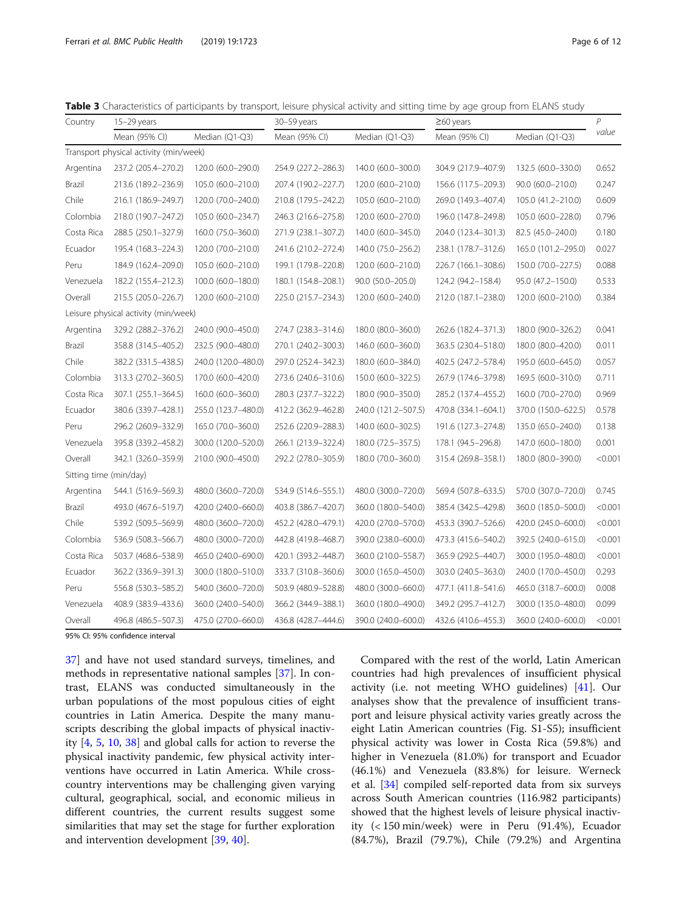**Table 3** Characteristics of participants by transport, leisure physical activity and sitting time by age group from ELANS study

| Country | 15–29 years | | 30–59 years | | ≥60 years | | *P* value |
|---|---|---|---|---|---|---|---|
| | Mean (95% CI) | Median (Q1-Q3) | Mean (95% CI) | Median (Q1-Q3) | Mean (95% CI) | Median (Q1-Q3) | |
| Transport physical activity (min/week) | | | | | | | |
| Argentina | 237.2 (205.4–270.2) | 120.0 (60.0–290.0) | 254.9 (227.2–286.3) | 140.0 (60.0–300.0) | 304.9 (217.9–407.9) | 132.5 (60.0–330.0) | 0.652 |
| Brazil | 213.6 (189.2–236.9) | 105.0 (60.0–210.0) | 207.4 (190.2–227.7) | 120.0 (60.0–210.0) | 156.6 (117.5–209.3) | 90.0 (60.0–210.0) | 0.247 |
| Chile | 216.1 (186.9–249.7) | 120.0 (70.0–240.0) | 210.8 (179.5–242.2) | 105.0 (60.0–210.0) | 269.0 (149.3–407.4) | 105.0 (41.2–210.0) | 0.609 |
| Colombia | 218.0 (190.7–247.2) | 105.0 (60.0–234.7) | 246.3 (216.6–275.8) | 120.0 (60.0–270.0) | 196.0 (147.8–249.8) | 105.0 (60.0–228.0) | 0.796 |
| Costa Rica | 288.5 (250.1–327.9) | 160.0 (75.0–360.0) | 271.9 (238.1–307.2) | 140.0 (60.0–345.0) | 204.0 (123.4–301.3) | 82.5 (45.0–240.0) | 0.180 |
| Ecuador | 195.4 (168.3–224.3) | 120.0 (70.0–210.0) | 241.6 (210.2–272.4) | 140.0 (75.0–256.2) | 238.1 (178.7–312.6) | 165.0 (101.2–295.0) | 0.027 |
| Peru | 184.9 (162.4–209.0) | 105.0 (60.0–210.0) | 199.1 (179.8–220.8) | 120.0 (60.0–210.0) | 226.7 (166.1–308.6) | 150.0 (70.0–227.5) | 0.088 |
| Venezuela | 182.2 (155.4–212.3) | 100.0 (60.0–180.0) | 180.1 (154.8–208.1) | 90.0 (50.0–205.0) | 124.2 (94.2–158.4) | 95.0 (47.2–150.0) | 0.533 |
| Overall | 215.5 (205.0–226.7) | 120.0 (60.0–210.0) | 225.0 (215.7–234.3) | 120.0 (60.0–240.0) | 212.0 (187.1–238.0) | 120.0 (60.0–210.0) | 0.384 |
| Leisure physical activity (min/week) | | | | | | | |
| Argentina | 329.2 (288.2–376.2) | 240.0 (90.0–450.0) | 274.7 (238.3–314.6) | 180.0 (80.0–360.0) | 262.6 (182.4–371.3) | 180.0 (90.0–326.2) | 0.041 |
| Brazil | 358.8 (314.5–405.2) | 232.5 (90.0–480.0) | 270.1 (240.2–300.3) | 146.0 (60.0–360.0) | 363.5 (230.4–518.0) | 180.0 (80.0–420.0) | 0.011 |
| Chile | 382.2 (331.5–438.5) | 240.0 (120.0–480.0) | 297.0 (252.4–342.3) | 180.0 (60.0–384.0) | 402.5 (247.2–578.4) | 195.0 (60.0–645.0) | 0.057 |
| Colombia | 313.3 (270.2–360.5) | 170.0 (60.0–420.0) | 273.6 (240.6–310.6) | 150.0 (60.0–322.5) | 267.9 (174.6–379.8) | 169.5 (60.0–310.0) | 0.711 |
| Costa Rica | 307.1 (255.1–364.5) | 160.0 (60.0–360.0) | 280.3 (237.7–322.2) | 180.0 (90.0–350.0) | 285.2 (137.4–455.2) | 160.0 (70.0–270.0) | 0.969 |
| Ecuador | 380.6 (339.7–428.1) | 255.0 (123.7–480.0) | 412.2 (362.9–462.8) | 240.0 (121.2–507.5) | 470.8 (334.1–604.1) | 370.0 (150.0–622.5) | 0.578 |
| Peru | 296.2 (260.9–332.9) | 165.0 (70.0–360.0) | 252.6 (220.9–288.3) | 140.0 (60.0–302.5) | 191.6 (127.3–274.8) | 135.0 (65.0–240.0) | 0.138 |
| Venezuela | 395.8 (339.2–458.2) | 300.0 (120.0–520.0) | 266.1 (213.9–322.4) | 180.0 (72.5–357.5) | 178.1 (94.5–296.8) | 147.0 (60.0–180.0) | 0.001 |
| Overall | 342.1 (326.0–359.9) | 210.0 (90.0–450.0) | 292.2 (278.0–305.9) | 180.0 (70.0–360.0) | 315.4 (269.8–358.1) | 180.0 (80.0–390.0) | <0.001 |
| Sitting time (min/day) | | | | | | | |
| Argentina | 544.1 (516.9–569.3) | 480.0 (360.0–720.0) | 534.9 (514.6–555.1) | 480.0 (300.0–720.0) | 569.4 (507.8–633.5) | 570.0 (307.0–720.0) | 0.745 |
| Brazil | 493.0 (467.6–519.7) | 420.0 (240.0–660.0) | 403.8 (386.7–420.7) | 360.0 (180.0–540.0) | 385.4 (342.5–429.8) | 360.0 (185.0–500.0) | <0.001 |
| Chile | 539.2 (509.5–569.9) | 480.0 (360.0–720.0) | 452.2 (428.0–479.1) | 420.0 (270.0–570.0) | 453.3 (390.7–526.6) | 420.0 (245.0–600.0) | <0.001 |
| Colombia | 536.9 (508.3–566.7) | 480.0 (300.0–720.0) | 442.8 (419.8–468.7) | 390.0 (238.0–600.0) | 473.3 (415.6–540.2) | 392.5 (240.0–615.0) | <0.001 |
| Costa Rica | 503.7 (468.6–538.9) | 465.0 (240.0–690.0) | 420.1 (393.2–448.7) | 360.0 (210.0–558.7) | 365.9 (292.5–440.7) | 300.0 (195.0–480.0) | <0.001 |
| Ecuador | 362.2 (336.9–391.3) | 300.0 (180.0–510.0) | 333.7 (310.8–360.6) | 300.0 (165.0–450.0) | 303.0 (240.5–363.0) | 240.0 (170.0–450.0) | 0.293 |
| Peru | 556.8 (530.3–585.2) | 540.0 (360.0–720.0) | 503.9 (480.9–528.8) | 480.0 (300.0–660.0) | 477.1 (411.8–541.6) | 465.0 (318.7–600.0) | 0.008 |
| Venezuela | 408.9 (383.9–433.6) | 360.0 (240.0–540.0) | 366.2 (344.9–388.1) | 360.0 (180.0–490.0) | 349.2 (295.7–412.7) | 300.0 (135.0–480.0) | 0.099 |
| Overall | 496.8 (486.5–507.3) | 475.0 (270.0–660.0) | 436.8 (428.7–444.6) | 390.0 (240.0–600.0) | 432.6 (410.6–455.3) | 360.0 (240.0–600.0) | <0.001 |

95% CI: 95% confidence interval

37] and have not used standard surveys, timelines, and methods in representative national samples [37]. In contrast, ELANS was conducted simultaneously in the urban populations of the most populous cities of eight countries in Latin America. Despite the many manuscripts describing the global impacts of physical inactivity [4, 5, 10, 38] and global calls for action to reverse the physical inactivity pandemic, few physical activity interventions have occurred in Latin America. While cross-country interventions may be challenging given varying cultural, geographical, social, and economic milieus in different countries, the current results suggest some similarities that may set the stage for further exploration and intervention development [39, 40].

Compared with the rest of the world, Latin American countries had high prevalences of insufficient physical activity (i.e. not meeting WHO guidelines) [41]. Our analyses show that the prevalence of insufficient transport and leisure physical activity varies greatly across the eight Latin American countries (Fig. S1-S5); insufficient physical activity was lower in Costa Rica (59.8%) and higher in Venezuela (81.0%) for transport and Ecuador (46.1%) and Venezuela (83.8%) for leisure. Werneck et al. [34] compiled self-reported data from six surveys across South American countries (116.982 participants) showed that the highest levels of leisure physical inactivity (< 150 min/week) were in Peru (91.4%), Ecuador (84.7%), Brazil (79.7%), Chile (79.2%) and Argentina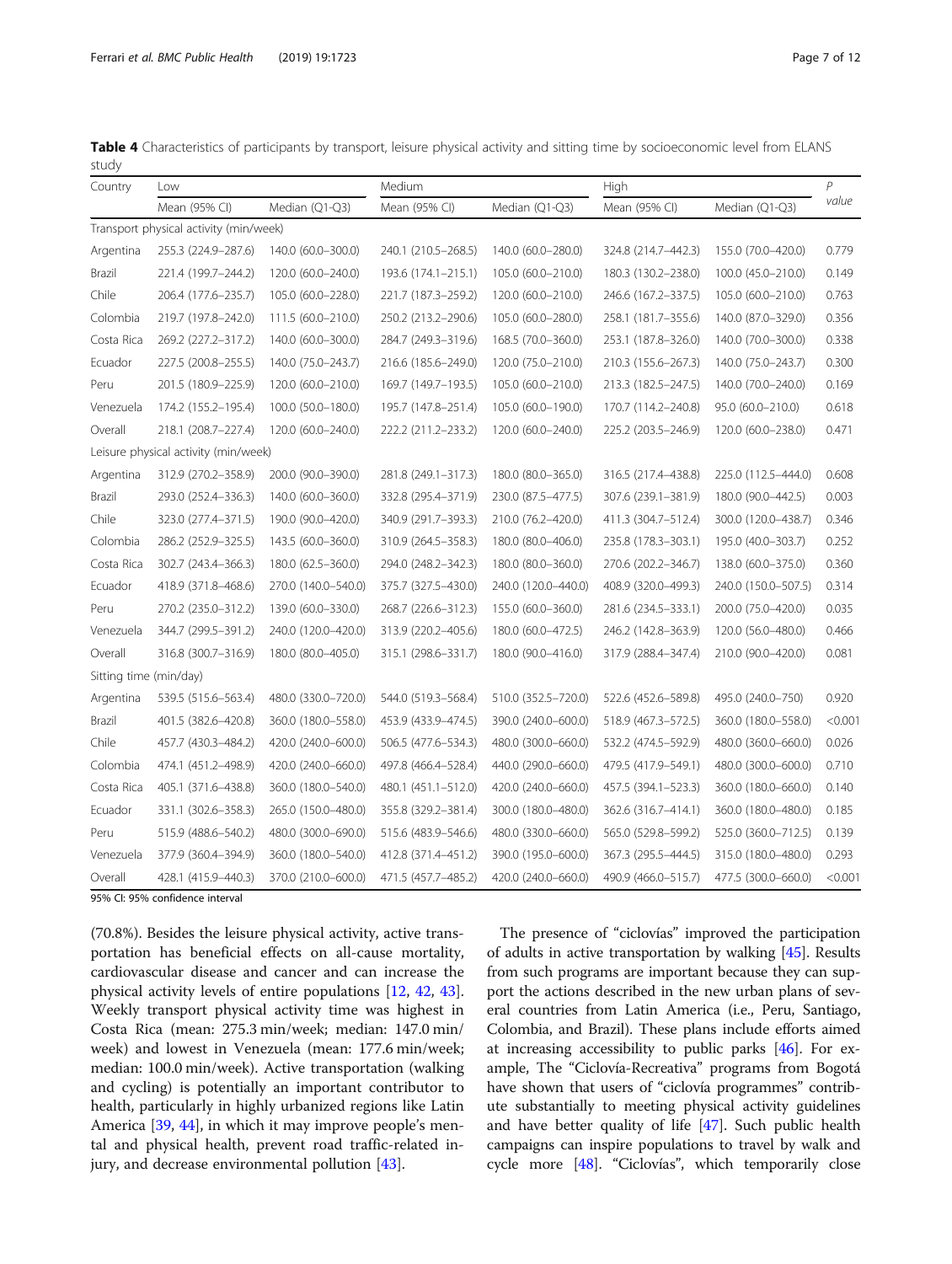**Table 4** Characteristics of participants by transport, leisure physical activity and sitting time by socioeconomic level from ELANS study

| Country | Low | | Medium | | High | | *P* value |
|---|---|---|---|---|---|---|---|
| | Mean (95% CI) | Median (Q1-Q3) | Mean (95% CI) | Median (Q1-Q3) | Mean (95% CI) | Median (Q1-Q3) | |
| Transport physical activity (min/week) | | | | | | | |
| Argentina | 255.3 (224.9–287.6) | 140.0 (60.0–300.0) | 240.1 (210.5–268.5) | 140.0 (60.0–280.0) | 324.8 (214.7–442.3) | 155.0 (70.0–420.0) | 0.779 |
| Brazil | 221.4 (199.7–244.2) | 120.0 (60.0–240.0) | 193.6 (174.1–215.1) | 105.0 (60.0–210.0) | 180.3 (130.2–238.0) | 100.0 (45.0–210.0) | 0.149 |
| Chile | 206.4 (177.6–235.7) | 105.0 (60.0–228.0) | 221.7 (187.3–259.2) | 120.0 (60.0–210.0) | 246.6 (167.2–337.5) | 105.0 (60.0–210.0) | 0.763 |
| Colombia | 219.7 (197.8–242.0) | 111.5 (60.0–210.0) | 250.2 (213.2–290.6) | 105.0 (60.0–280.0) | 258.1 (181.7–355.6) | 140.0 (87.0–329.0) | 0.356 |
| Costa Rica | 269.2 (227.2–317.2) | 140.0 (60.0–300.0) | 284.7 (249.3–319.6) | 168.5 (70.0–360.0) | 253.1 (187.8–326.0) | 140.0 (70.0–300.0) | 0.338 |
| Ecuador | 227.5 (200.8–255.5) | 140.0 (75.0–243.7) | 216.6 (185.6–249.0) | 120.0 (75.0–210.0) | 210.3 (155.6–267.3) | 140.0 (75.0–243.7) | 0.300 |
| Peru | 201.5 (180.9–225.9) | 120.0 (60.0–210.0) | 169.7 (149.7–193.5) | 105.0 (60.0–210.0) | 213.3 (182.5–247.5) | 140.0 (70.0–240.0) | 0.169 |
| Venezuela | 174.2 (155.2–195.4) | 100.0 (50.0–180.0) | 195.7 (147.8–251.4) | 105.0 (60.0–190.0) | 170.7 (114.2–240.8) | 95.0 (60.0–210.0) | 0.618 |
| Overall | 218.1 (208.7–227.4) | 120.0 (60.0–240.0) | 222.2 (211.2–233.2) | 120.0 (60.0–240.0) | 225.2 (203.5–246.9) | 120.0 (60.0–238.0) | 0.471 |
| Leisure physical activity (min/week) | | | | | | | |
| Argentina | 312.9 (270.2–358.9) | 200.0 (90.0–390.0) | 281.8 (249.1–317.3) | 180.0 (80.0–365.0) | 316.5 (217.4–438.8) | 225.0 (112.5–444.0) | 0.608 |
| Brazil | 293.0 (252.4–336.3) | 140.0 (60.0–360.0) | 332.8 (295.4–371.9) | 230.0 (87.5–477.5) | 307.6 (239.1–381.9) | 180.0 (90.0–442.5) | 0.003 |
| Chile | 323.0 (277.4–371.5) | 190.0 (90.0–420.0) | 340.9 (291.7–393.3) | 210.0 (76.2–420.0) | 411.3 (304.7–512.4) | 300.0 (120.0–438.7) | 0.346 |
| Colombia | 286.2 (252.9–325.5) | 143.5 (60.0–360.0) | 310.9 (264.5–358.3) | 180.0 (80.0–406.0) | 235.8 (178.3–303.1) | 195.0 (40.0–303.7) | 0.252 |
| Costa Rica | 302.7 (243.4–366.3) | 180.0 (62.5–360.0) | 294.0 (248.2–342.3) | 180.0 (80.0–360.0) | 270.6 (202.2–346.7) | 138.0 (60.0–375.0) | 0.360 |
| Ecuador | 418.9 (371.8–468.6) | 270.0 (140.0–540.0) | 375.7 (327.5–430.0) | 240.0 (120.0–440.0) | 408.9 (320.0–499.3) | 240.0 (150.0–507.5) | 0.314 |
| Peru | 270.2 (235.0–312.2) | 139.0 (60.0–330.0) | 268.7 (226.6–312.3) | 155.0 (60.0–360.0) | 281.6 (234.5–333.1) | 200.0 (75.0–420.0) | 0.035 |
| Venezuela | 344.7 (299.5–391.2) | 240.0 (120.0–420.0) | 313.9 (220.2–405.6) | 180.0 (60.0–472.5) | 246.2 (142.8–363.9) | 120.0 (56.0–480.0) | 0.466 |
| Overall | 316.8 (300.7–316.9) | 180.0 (80.0–405.0) | 315.1 (298.6–331.7) | 180.0 (90.0–416.0) | 317.9 (288.4–347.4) | 210.0 (90.0–420.0) | 0.081 |
| Sitting time (min/day) | | | | | | | |
| Argentina | 539.5 (515.6–563.4) | 480.0 (330.0–720.0) | 544.0 (519.3–568.4) | 510.0 (352.5–720.0) | 522.6 (452.6–589.8) | 495.0 (240.0–750) | 0.920 |
| Brazil | 401.5 (382.6–420.8) | 360.0 (180.0–558.0) | 453.9 (433.9–474.5) | 390.0 (240.0–600.0) | 518.9 (467.3–572.5) | 360.0 (180.0–558.0) | <0.001 |
| Chile | 457.7 (430.3–484.2) | 420.0 (240.0–600.0) | 506.5 (477.6–534.3) | 480.0 (300.0–660.0) | 532.2 (474.5–592.9) | 480.0 (360.0–660.0) | 0.026 |
| Colombia | 474.1 (451.2–498.9) | 420.0 (240.0–660.0) | 497.8 (466.4–528.4) | 440.0 (290.0–660.0) | 479.5 (417.9–549.1) | 480.0 (300.0–600.0) | 0.710 |
| Costa Rica | 405.1 (371.6–438.8) | 360.0 (180.0–540.0) | 480.1 (451.1–512.0) | 420.0 (240.0–660.0) | 457.5 (394.1–523.3) | 360.0 (180.0–660.0) | 0.140 |
| Ecuador | 331.1 (302.6–358.3) | 265.0 (150.0–480.0) | 355.8 (329.2–381.4) | 300.0 (180.0–480.0) | 362.6 (316.7–414.1) | 360.0 (180.0–480.0) | 0.185 |
| Peru | 515.9 (488.6–540.2) | 480.0 (300.0–690.0) | 515.6 (483.9–546.6) | 480.0 (330.0–660.0) | 565.0 (529.8–599.2) | 525.0 (360.0–712.5) | 0.139 |
| Venezuela | 377.9 (360.4–394.9) | 360.0 (180.0–540.0) | 412.8 (371.4–451.2) | 390.0 (195.0–600.0) | 367.3 (295.5–444.5) | 315.0 (180.0–480.0) | 0.293 |
| Overall | 428.1 (415.9–440.3) | 370.0 (210.0–600.0) | 471.5 (457.7–485.2) | 420.0 (240.0–660.0) | 490.9 (466.0–515.7) | 477.5 (300.0–660.0) | <0.001 |

95% CI: 95% confidence interval

(70.8%). Besides the leisure physical activity, active transportation has beneficial effects on all-cause mortality, cardiovascular disease and cancer and can increase the physical activity levels of entire populations [12, 42, 43]. Weekly transport physical activity time was highest in Costa Rica (mean: 275.3 min/week; median: 147.0 min/week) and lowest in Venezuela (mean: 177.6 min/week; median: 100.0 min/week). Active transportation (walking and cycling) is potentially an important contributor to health, particularly in highly urbanized regions like Latin America [39, 44], in which it may improve people's mental and physical health, prevent road traffic-related injury, and decrease environmental pollution [43].

The presence of "ciclovías" improved the participation of adults in active transportation by walking [45]. Results from such programs are important because they can support the actions described in the new urban plans of several countries from Latin America (i.e., Peru, Santiago, Colombia, and Brazil). These plans include efforts aimed at increasing accessibility to public parks [46]. For example, The "Ciclovía-Recreativa" programs from Bogotá have shown that users of "ciclovía programmes" contribute substantially to meeting physical activity guidelines and have better quality of life [47]. Such public health campaigns can inspire populations to travel by walk and cycle more [48]. "Ciclovías", which temporarily close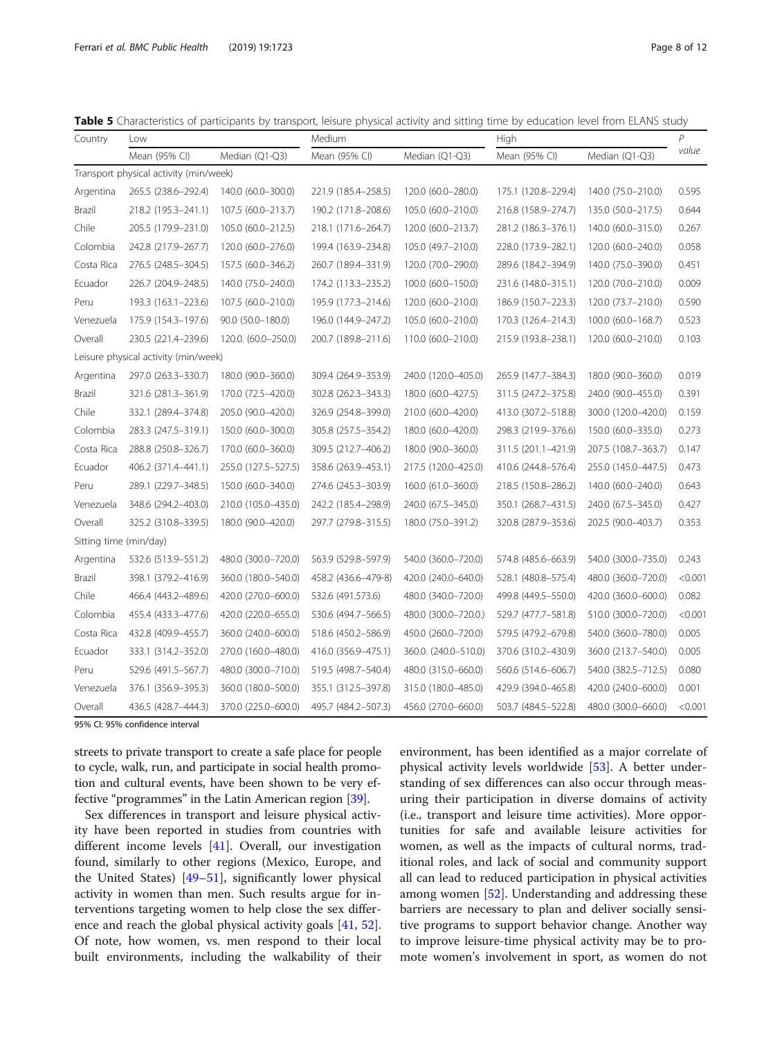**Table 5** Characteristics of participants by transport, leisure physical activity and sitting time by education level from ELANS study

| Country | Low | | Medium | | High | | P value |
|---|---|---|---|---|---|---|---|
| | Mean (95% CI) | Median (Q1-Q3) | Mean (95% CI) | Median (Q1-Q3) | Mean (95% CI) | Median (Q1-Q3) | |
| Transport physical activity (min/week) | | | | | | | |
| Argentina | 265.5 (238.6–292.4) | 140.0 (60.0–300.0) | 221.9 (185.4–258.5) | 120.0 (60.0–280.0) | 175.1 (120.8–229.4) | 140.0 (75.0–210.0) | 0.595 |
| Brazil | 218.2 (195.3–241.1) | 107.5 (60.0–213.7) | 190.2 (171.8–208.6) | 105.0 (60.0–210.0) | 216.8 (158.9–274.7) | 135.0 (50.0–217.5) | 0.644 |
| Chile | 205.5 (179.9–231.0) | 105.0 (60.0–212.5) | 218.1 (171.6–264.7) | 120.0 (60.0–213.7) | 281.2 (186.3–376.1) | 140.0 (60.0–315.0) | 0.267 |
| Colombia | 242.8 (217.9–267.7) | 120.0 (60.0–276.0) | 199.4 (163.9–234.8) | 105.0 (49.7–210.0) | 228.0 (173.9–282.1) | 120.0 (60.0–240.0) | 0.058 |
| Costa Rica | 276.5 (248.5–304.5) | 157.5 (60.0–346.2) | 260.7 (189.4–331.9) | 120.0 (70.0–290.0) | 289.6 (184.2–394.9) | 140.0 (75.0–390.0) | 0.451 |
| Ecuador | 226.7 (204.9–248.5) | 140.0 (75.0–240.0) | 174.2 (113.3–235.2) | 100.0 (60.0–150.0) | 231.6 (148.0–315.1) | 120.0 (70.0–210.0) | 0.009 |
| Peru | 193.3 (163.1–223.6) | 107.5 (60.0–210.0) | 195.9 (177.3–214.6) | 120.0 (60.0–210.0) | 186.9 (150.7–223.3) | 120.0 (73.7–210.0) | 0.590 |
| Venezuela | 175.9 (154.3–197.6) | 90.0 (50.0–180.0) | 196.0 (144.9–247.2) | 105.0 (60.0–210.0) | 170.3 (126.4–214.3) | 100.0 (60.0–168.7) | 0.523 |
| Overall | 230.5 (221.4–239.6) | 120.0. (60.0–250.0) | 200.7 (189.8–211.6) | 110.0 (60.0–210.0) | 215.9 (193.8–238.1) | 120.0 (60.0–210.0) | 0.103 |
| Leisure physical activity (min/week) | | | | | | | |
| Argentina | 297.0 (263.3–330.7) | 180.0 (90.0–360.0) | 309.4 (264.9–353.9) | 240.0 (120.0–405.0) | 265.9 (147.7–384.3) | 180.0 (90.0–360.0) | 0.019 |
| Brazil | 321.6 (281.3–361.9) | 170.0 (72.5–420.0) | 302.8 (262.3–343.3) | 180.0 (60.0–427.5) | 311.5 (247.2–375.8) | 240.0 (90.0–455.0) | 0.391 |
| Chile | 332.1 (289.4–374.8) | 205.0 (90.0–420.0) | 326.9 (254.8–399.0) | 210.0 (60.0–420.0) | 413.0 (307.2–518.8) | 300.0 (120.0–420.0) | 0.159 |
| Colombia | 283.3 (247.5–319.1) | 150.0 (60.0–300.0) | 305.8 (257.5–354.2) | 180.0 (60.0–420.0) | 298.3 (219.9–376.6) | 150.0 (60.0–335.0) | 0.273 |
| Costa Rica | 288.8 (250.8–326.7) | 170.0 (60.0–360.0) | 309.5 (212.7–406.2) | 180.0 (90.0–360.0) | 311.5 (201.1–421.9) | 207.5 (108.7–363.7) | 0.147 |
| Ecuador | 406.2 (371.4–441.1) | 255.0 (127.5–527.5) | 358.6 (263.9–453.1) | 217.5 (120.0–425.0) | 410.6 (244.8–576.4) | 255.0 (145.0–447.5) | 0.473 |
| Peru | 289.1 (229.7–348.5) | 150.0 (60.0–340.0) | 274.6 (245.3–303.9) | 160.0 (61.0–360.0) | 218.5 (150.8–286.2) | 140.0 (60.0–240.0) | 0.643 |
| Venezuela | 348.6 (294.2–403.0) | 210.0 (105.0–435.0) | 242.2 (185.4–298.9) | 240.0 (67.5–345.0) | 350.1 (268.7–431.5) | 240.0 (67.5–345.0) | 0.427 |
| Overall | 325.2 (310.8–339.5) | 180.0 (90.0–420.0) | 297.7 (279.8–315.5) | 180.0 (75.0–391.2) | 320.8 (287.9–353.6) | 202.5 (90.0–403.7) | 0.353 |
| Sitting time (min/day) | | | | | | | |
| Argentina | 532.6 (513.9–551.2) | 480.0 (300.0–720.0) | 563.9 (529.8–597.9) | 540.0 (360.0–720.0) | 574.8 (485.6–663.9) | 540.0 (300.0–735.0) | 0.243 |
| Brazil | 398.1 (379.2–416.9) | 360.0 (180.0–540.0) | 458.2 (436.6–479-8) | 420.0 (240.0–640.0) | 528.1 (480.8–575.4) | 480.0 (360.0–720.0) | <0.001 |
| Chile | 466.4 (443.2–489.6) | 420.0 (270.0–600.0) | 532.6 (491.573.6) | 480.0 (340.0–720.0) | 499.8 (449.5–550.0) | 420.0 (360.0–600.0) | 0.082 |
| Colombia | 455.4 (433.3–477.6) | 420.0 (220.0–655.0) | 530.6 (494.7–566.5) | 480.0 (300.0–720.0.) | 529.7 (477.7–581.8) | 510.0 (300.0–720.0) | <0.001 |
| Costa Rica | 432.8 (409.9–455.7) | 360.0 (240.0–600.0) | 518.6 (450.2–586.9) | 450.0 (260.0–720.0) | 579.5 (479.2–679.8) | 540.0 (360.0–780.0) | 0.005 |
| Ecuador | 333.1 (314.2–352.0) | 270.0 (160.0–480.0) | 416.0 (356.9–475.1) | 360.0. (240.0–510.0) | 370.6 (310.2–430.9) | 360.0 (213.7–540.0) | 0.005 |
| Peru | 529.6 (491.5–567.7) | 480.0 (300.0–710.0) | 519.5 (498.7–540.4) | 480.0 (315.0–660.0) | 560.6 (514.6–606.7) | 540.0 (382.5–712.5) | 0.080 |
| Venezuela | 376.1 (356.9–395.3) | 360.0 (180.0–500.0) | 355.1 (312.5–397.8) | 315.0 (180.0–485.0) | 429.9 (394.0–465.8) | 420.0 (240.0–600.0) | 0.001 |
| Overall | 436.5 (428.7–444.3) | 370.0 (225.0–600.0) | 495.7 (484.2–507.3) | 456.0 (270.0–660.0) | 503.7 (484.5–522.8) | 480.0 (300.0–660.0) | <0.001 |

95% CI: 95% confidence interval

streets to private transport to create a safe place for people to cycle, walk, run, and participate in social health promotion and cultural events, have been shown to be very effective "programmes" in the Latin American region [39].

Sex differences in transport and leisure physical activity have been reported in studies from countries with different income levels [41]. Overall, our investigation found, similarly to other regions (Mexico, Europe, and the United States) [49–51], significantly lower physical activity in women than men. Such results argue for interventions targeting women to help close the sex difference and reach the global physical activity goals [41, 52]. Of note, how women, vs. men respond to their local built environments, including the walkability of their environment, has been identified as a major correlate of physical activity levels worldwide [53]. A better understanding of sex differences can also occur through measuring their participation in diverse domains of activity (i.e., transport and leisure time activities). More opportunities for safe and available leisure activities for women, as well as the impacts of cultural norms, traditional roles, and lack of social and community support all can lead to reduced participation in physical activities among women [52]. Understanding and addressing these barriers are necessary to plan and deliver socially sensitive programs to support behavior change. Another way to improve leisure-time physical activity may be to promote women's involvement in sport, as women do not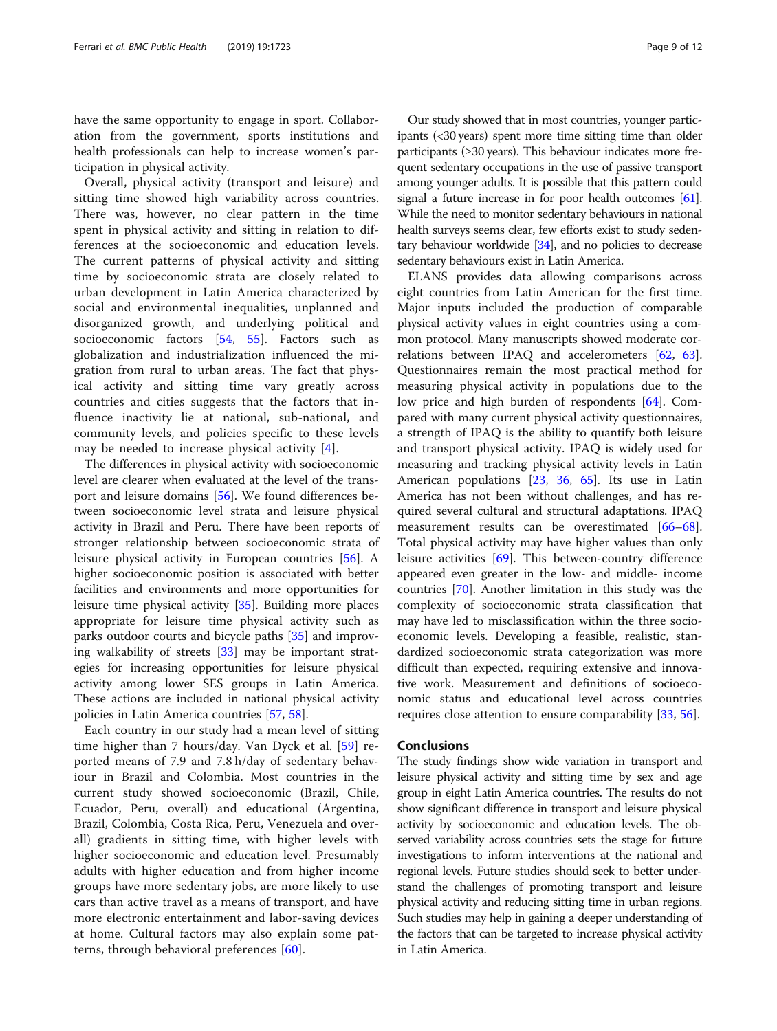have the same opportunity to engage in sport. Collaboration from the government, sports institutions and health professionals can help to increase women's participation in physical activity.

Overall, physical activity (transport and leisure) and sitting time showed high variability across countries. There was, however, no clear pattern in the time spent in physical activity and sitting in relation to differences at the socioeconomic and education levels. The current patterns of physical activity and sitting time by socioeconomic strata are closely related to urban development in Latin America characterized by social and environmental inequalities, unplanned and disorganized growth, and underlying political and socioeconomic factors [54, 55]. Factors such as globalization and industrialization influenced the migration from rural to urban areas. The fact that physical activity and sitting time vary greatly across countries and cities suggests that the factors that influence inactivity lie at national, sub-national, and community levels, and policies specific to these levels may be needed to increase physical activity [4].

The differences in physical activity with socioeconomic level are clearer when evaluated at the level of the transport and leisure domains [56]. We found differences between socioeconomic level strata and leisure physical activity in Brazil and Peru. There have been reports of stronger relationship between socioeconomic strata of leisure physical activity in European countries [56]. A higher socioeconomic position is associated with better facilities and environments and more opportunities for leisure time physical activity [35]. Building more places appropriate for leisure time physical activity such as parks outdoor courts and bicycle paths [35] and improving walkability of streets [33] may be important strategies for increasing opportunities for leisure physical activity among lower SES groups in Latin America. These actions are included in national physical activity policies in Latin America countries [57, 58].

Each country in our study had a mean level of sitting time higher than 7 hours/day. Van Dyck et al. [59] reported means of 7.9 and 7.8 h/day of sedentary behaviour in Brazil and Colombia. Most countries in the current study showed socioeconomic (Brazil, Chile, Ecuador, Peru, overall) and educational (Argentina, Brazil, Colombia, Costa Rica, Peru, Venezuela and overall) gradients in sitting time, with higher levels with higher socioeconomic and education level. Presumably adults with higher education and from higher income groups have more sedentary jobs, are more likely to use cars than active travel as a means of transport, and have more electronic entertainment and labor-saving devices at home. Cultural factors may also explain some patterns, through behavioral preferences [60].

Our study showed that in most countries, younger participants (<30 years) spent more time sitting time than older participants (≥30 years). This behaviour indicates more frequent sedentary occupations in the use of passive transport among younger adults. It is possible that this pattern could signal a future increase in for poor health outcomes [61]. While the need to monitor sedentary behaviours in national health surveys seems clear, few efforts exist to study sedentary behaviour worldwide [34], and no policies to decrease sedentary behaviours exist in Latin America.

ELANS provides data allowing comparisons across eight countries from Latin American for the first time. Major inputs included the production of comparable physical activity values in eight countries using a common protocol. Many manuscripts showed moderate correlations between IPAQ and accelerometers [62, 63]. Questionnaires remain the most practical method for measuring physical activity in populations due to the low price and high burden of respondents [64]. Compared with many current physical activity questionnaires, a strength of IPAQ is the ability to quantify both leisure and transport physical activity. IPAQ is widely used for measuring and tracking physical activity levels in Latin American populations [23, 36, 65]. Its use in Latin America has not been without challenges, and has required several cultural and structural adaptations. IPAQ measurement results can be overestimated [66–68]. Total physical activity may have higher values than only leisure activities [69]. This between-country difference appeared even greater in the low- and middle- income countries [70]. Another limitation in this study was the complexity of socioeconomic strata classification that may have led to misclassification within the three socioeconomic levels. Developing a feasible, realistic, standardized socioeconomic strata categorization was more difficult than expected, requiring extensive and innovative work. Measurement and definitions of socioeconomic status and educational level across countries requires close attention to ensure comparability [33, 56].

## Conclusions

The study findings show wide variation in transport and leisure physical activity and sitting time by sex and age group in eight Latin America countries. The results do not show significant difference in transport and leisure physical activity by socioeconomic and education levels. The observed variability across countries sets the stage for future investigations to inform interventions at the national and regional levels. Future studies should seek to better understand the challenges of promoting transport and leisure physical activity and reducing sitting time in urban regions. Such studies may help in gaining a deeper understanding of the factors that can be targeted to increase physical activity in Latin America.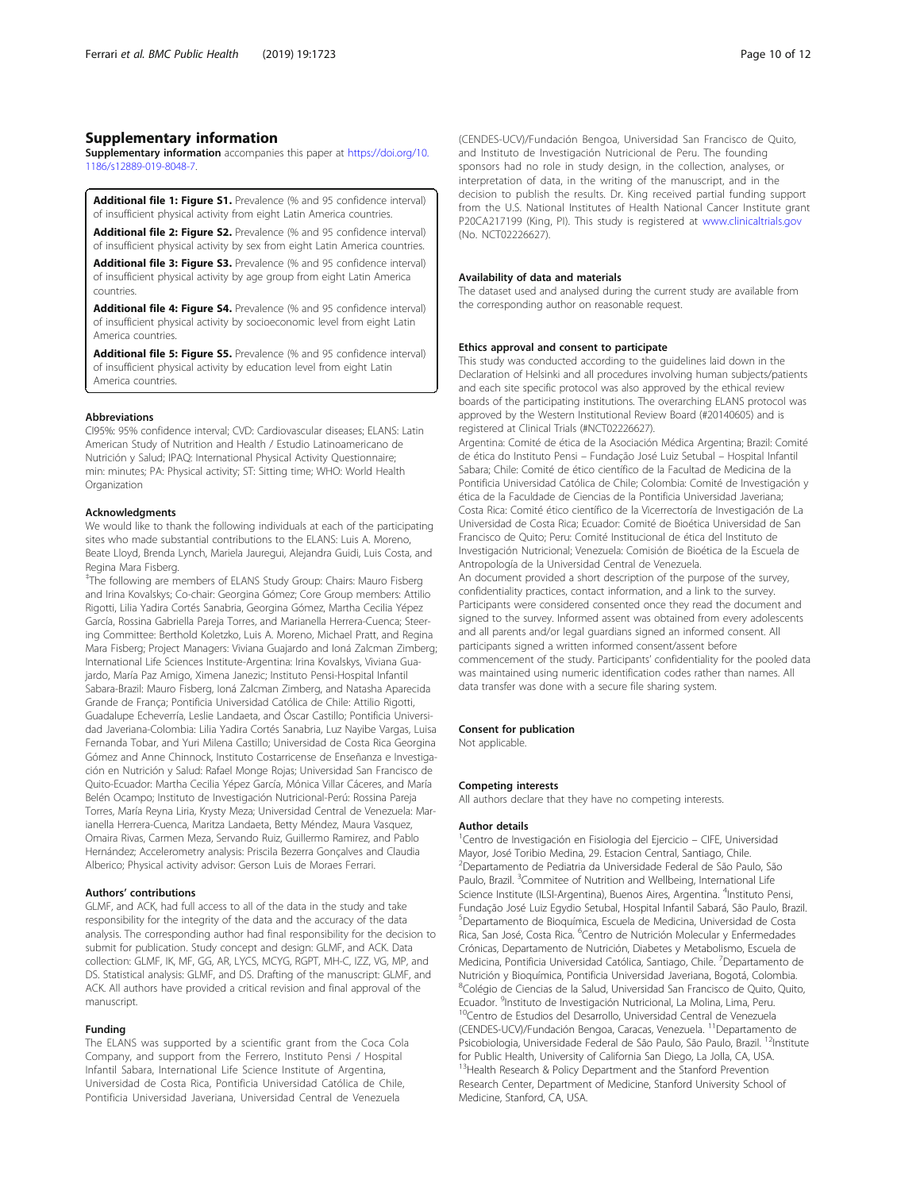## Supplementary information

**Supplementary information** accompanies this paper at https://doi.org/10.1186/s12889-019-8048-7.

**Additional file 1: Figure S1.** Prevalence (% and 95 confidence interval) of insufficient physical activity from eight Latin America countries.

**Additional file 2: Figure S2.** Prevalence (% and 95 confidence interval) of insufficient physical activity by sex from eight Latin America countries.

**Additional file 3: Figure S3.** Prevalence (% and 95 confidence interval) of insufficient physical activity by age group from eight Latin America countries.

**Additional file 4: Figure S4.** Prevalence (% and 95 confidence interval) of insufficient physical activity by socioeconomic level from eight Latin America countries.

**Additional file 5: Figure S5.** Prevalence (% and 95 confidence interval) of insufficient physical activity by education level from eight Latin America countries.

#### Abbreviations

CI95%: 95% confidence interval; CVD: Cardiovascular diseases; ELANS: Latin American Study of Nutrition and Health / Estudio Latinoamericano de Nutrición y Salud; IPAQ: International Physical Activity Questionnaire; min: minutes; PA: Physical activity; ST: Sitting time; WHO: World Health Organization

#### Acknowledgments

We would like to thank the following individuals at each of the participating sites who made substantial contributions to the ELANS: Luis A. Moreno, Beate Lloyd, Brenda Lynch, Mariela Jauregui, Alejandra Guidi, Luis Costa, and Regina Mara Fisberg.

[‡]The following are members of ELANS Study Group: Chairs: Mauro Fisberg and Irina Kovalskys; Co-chair: Georgina Gómez; Core Group members: Attilio Rigotti, Lilia Yadira Cortés Sanabria, Georgina Gómez, Martha Cecilia Yépez García, Rossina Gabriella Pareja Torres, and Marianella Herrera-Cuenca; Steering Committee: Berthold Koletzko, Luis A. Moreno, Michael Pratt, and Regina Mara Fisberg; Project Managers: Viviana Guajardo and Ioná Zalcman Zimberg; International Life Sciences Institute-Argentina: Irina Kovalskys, Viviana Guajardo, María Paz Amigo, Ximena Janezic; Instituto Pensi-Hospital Infantil Sabara-Brazil: Mauro Fisberg, Ioná Zalcman Zimberg, and Natasha Aparecida Grande de França; Pontificia Universidad Católica de Chile: Attilio Rigotti, Guadalupe Echeverría, Leslie Landaeta, and Óscar Castillo; Pontificia Universidad Javeriana-Colombia: Lilia Yadira Cortés Sanabria, Luz Nayibe Vargas, Luisa Fernanda Tobar, and Yuri Milena Castillo; Universidad de Costa Rica Georgina Gómez and Anne Chinnock, Instituto Costarricense de Enseñanza e Investigación en Nutrición y Salud: Rafael Monge Rojas; Universidad San Francisco de Quito-Ecuador: Martha Cecilia Yépez García, Mónica Villar Cáceres, and María Belén Ocampo; Instituto de Investigación Nutricional-Perú: Rossina Pareja Torres, María Reyna Liria, Krysty Meza; Universidad Central de Venezuela: Marianella Herrera-Cuenca, Maritza Landaeta, Betty Méndez, Maura Vasquez, Omaira Rivas, Carmen Meza, Servando Ruiz, Guillermo Ramirez, and Pablo Hernández; Accelerometry analysis: Priscila Bezerra Gonçalves and Claudia Alberico; Physical activity advisor: Gerson Luis de Moraes Ferrari.

#### Authors' contributions

GLMF, and ACK, had full access to all of the data in the study and take responsibility for the integrity of the data and the accuracy of the data analysis. The corresponding author had final responsibility for the decision to submit for publication. Study concept and design: GLMF, and ACK. Data collection: GLMF, IK, MF, GG, AR, LYCS, MCYG, RGPT, MH-C, IZZ, VG, MP, and DS. Statistical analysis: GLMF, and DS. Drafting of the manuscript: GLMF, and ACK. All authors have provided a critical revision and final approval of the manuscript.

#### Funding

The ELANS was supported by a scientific grant from the Coca Cola Company, and support from the Ferrero, Instituto Pensi / Hospital Infantil Sabara, International Life Science Institute of Argentina, Universidad de Costa Rica, Pontificia Universidad Católica de Chile, Pontificia Universidad Javeriana, Universidad Central de Venezuela (CENDES-UCV)/Fundación Bengoa, Universidad San Francisco de Quito, and Instituto de Investigación Nutricional de Peru. The founding sponsors had no role in study design, in the collection, analyses, or interpretation of data, in the writing of the manuscript, and in the decision to publish the results. Dr. King received partial funding support from the U.S. National Institutes of Health National Cancer Institute grant P20CA217199 (King, PI). This study is registered at www.clinicaltrials.gov (No. NCT02226627).

#### Availability of data and materials

The dataset used and analysed during the current study are available from the corresponding author on reasonable request.

#### Ethics approval and consent to participate

This study was conducted according to the guidelines laid down in the Declaration of Helsinki and all procedures involving human subjects/patients and each site specific protocol was also approved by the ethical review boards of the participating institutions. The overarching ELANS protocol was approved by the Western Institutional Review Board (#20140605) and is registered at Clinical Trials (#NCT02226627).

Argentina: Comité de ética de la Asociación Médica Argentina; Brazil: Comitê de ética do Instituto Pensi – Fundação José Luiz Setubal – Hospital Infantil Sabara; Chile: Comité de ético científico de la Facultad de Medicina de la Pontificia Universidad Católica de Chile; Colombia: Comité de Investigación y ética de la Faculdade de Ciencias de la Pontificia Universidad Javeriana; Costa Rica: Comité ético científico de la Vicerrectoría de Investigación de La Universidad de Costa Rica; Ecuador: Comité de Bioética Universidad de San Francisco de Quito; Peru: Comité Institucional de ética del Instituto de Investigación Nutricional; Venezuela: Comisión de Bioética de la Escuela de Antropología de la Universidad Central de Venezuela.

An document provided a short description of the purpose of the survey, confidentiality practices, contact information, and a link to the survey. Participants were considered consented once they read the document and signed to the survey. Informed assent was obtained from every adolescents and all parents and/or legal guardians signed an informed consent. All participants signed a written informed consent/assent before commencement of the study. Participants' confidentiality for the pooled data was maintained using numeric identification codes rather than names. All data transfer was done with a secure file sharing system.

#### Consent for publication

Not applicable.

#### Competing interests

All authors declare that they have no competing interests.

#### Author details

[1]Centro de Investigación en Fisiologia del Ejercicio – CIFE, Universidad Mayor, José Toribio Medina, 29. Estacion Central, Santiago, Chile. [2]Departamento de Pediatria da Universidade Federal de São Paulo, São Paulo, Brazil. [3]Commitee of Nutrition and Wellbeing, International Life Science Institute (ILSI-Argentina), Buenos Aires, Argentina. [4]Instituto Pensi, Fundação José Luiz Egydio Setubal, Hospital Infantil Sabará, São Paulo, Brazil. [5]Departamento de Bioquímica, Escuela de Medicina, Universidad de Costa Rica, San José, Costa Rica. [6]Centro de Nutrición Molecular y Enfermedades Crónicas, Departamento de Nutrición, Diabetes y Metabolismo, Escuela de Medicina, Pontificia Universidad Católica, Santiago, Chile. [7]Departamento de Nutrición y Bioquímica, Pontificia Universidad Javeriana, Bogotá, Colombia. [8]Colégio de Ciencias de la Salud, Universidad San Francisco de Quito, Quito, Ecuador. [9]Instituto de Investigación Nutricional, La Molina, Lima, Peru. [10]Centro de Estudios del Desarrollo, Universidad Central de Venezuela (CENDES-UCV)/Fundación Bengoa, Caracas, Venezuela. [11]Departamento de Psicobiologia, Universidade Federal de São Paulo, São Paulo, Brazil. [12]Institute for Public Health, University of California San Diego, La Jolla, CA, USA. [13]Health Research & Policy Department and the Stanford Prevention Research Center, Department of Medicine, Stanford University School of Medicine, Stanford, CA, USA.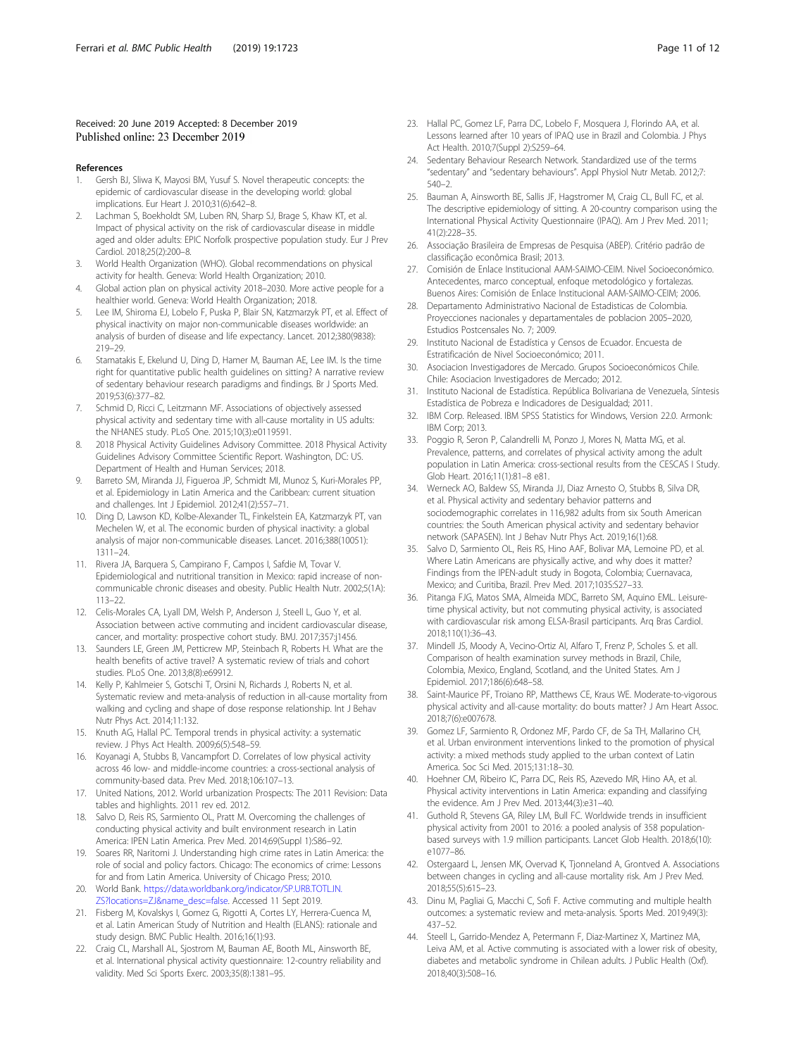Received: 20 June 2019 Accepted: 8 December 2019
Published online: 23 December 2019

## References

1. Gersh BJ, Sliwa K, Mayosi BM, Yusuf S. Novel therapeutic concepts: the epidemic of cardiovascular disease in the developing world: global implications. Eur Heart J. 2010;31(6):642–8.
2. Lachman S, Boekholdt SM, Luben RN, Sharp SJ, Brage S, Khaw KT, et al. Impact of physical activity on the risk of cardiovascular disease in middle aged and older adults: EPIC Norfolk prospective population study. Eur J Prev Cardiol. 2018;25(2):200–8.
3. World Health Organization (WHO). Global recommendations on physical activity for health. Geneva: World Health Organization; 2010.
4. Global action plan on physical activity 2018–2030. More active people for a healthier world. Geneva: World Health Organization; 2018.
5. Lee IM, Shiroma EJ, Lobelo F, Puska P, Blair SN, Katzmarzyk PT, et al. Effect of physical inactivity on major non-communicable diseases worldwide: an analysis of burden of disease and life expectancy. Lancet. 2012;380(9838): 219–29.
6. Stamatakis E, Ekelund U, Ding D, Hamer M, Bauman AE, Lee IM. Is the time right for quantitative public health guidelines on sitting? A narrative review of sedentary behaviour research paradigms and findings. Br J Sports Med. 2019;53(6):377–82.
7. Schmid D, Ricci C, Leitzmann MF. Associations of objectively assessed physical activity and sedentary time with all-cause mortality in US adults: the NHANES study. PLoS One. 2015;10(3):e0119591.
8. 2018 Physical Activity Guidelines Advisory Committee. 2018 Physical Activity Guidelines Advisory Committee Scientific Report. Washington, DC: US. Department of Health and Human Services; 2018.
9. Barreto SM, Miranda JJ, Figueroa JP, Schmidt MI, Munoz S, Kuri-Morales PP, et al. Epidemiology in Latin America and the Caribbean: current situation and challenges. Int J Epidemiol. 2012;41(2):557–71.
10. Ding D, Lawson KD, Kolbe-Alexander TL, Finkelstein EA, Katzmarzyk PT, van Mechelen W, et al. The economic burden of physical inactivity: a global analysis of major non-communicable diseases. Lancet. 2016;388(10051): 1311–24.
11. Rivera JA, Barquera S, Campirano F, Campos I, Safdie M, Tovar V. Epidemiological and nutritional transition in Mexico: rapid increase of non-communicable chronic diseases and obesity. Public Health Nutr. 2002;5(1A): 113–22.
12. Celis-Morales CA, Lyall DM, Welsh P, Anderson J, Steell L, Guo Y, et al. Association between active commuting and incident cardiovascular disease, cancer, and mortality: prospective cohort study. BMJ. 2017;357:j1456.
13. Saunders LE, Green JM, Petticrew MP, Steinbach R, Roberts H. What are the health benefits of active travel? A systematic review of trials and cohort studies. PLoS One. 2013;8(8):e69912.
14. Kelly P, Kahlmeier S, Gotschi T, Orsini N, Richards J, Roberts N, et al. Systematic review and meta-analysis of reduction in all-cause mortality from walking and cycling and shape of dose response relationship. Int J Behav Nutr Phys Act. 2014;11:132.
15. Knuth AG, Hallal PC. Temporal trends in physical activity: a systematic review. J Phys Act Health. 2009;6(5):548–59.
16. Koyanagi A, Stubbs B, Vancampfort D. Correlates of low physical activity across 46 low- and middle-income countries: a cross-sectional analysis of community-based data. Prev Med. 2018;106:107–13.
17. United Nations, 2012. World urbanization Prospects: The 2011 Revision: Data tables and highlights. 2011 rev ed. 2012.
18. Salvo D, Reis RS, Sarmiento OL, Pratt M. Overcoming the challenges of conducting physical activity and built environment research in Latin America: IPEN Latin America. Prev Med. 2014;69(Suppl 1):S86–92.
19. Soares RR, Naritomi J. Understanding high crime rates in Latin America: the role of social and policy factors. Chicago: The economics of crime: Lessons for and from Latin America. University of Chicago Press; 2010.
20. World Bank. https://data.worldbank.org/indicator/SP.URB.TOTL.IN.ZS?locations=ZJ&name_desc=false. Accessed 11 Sept 2019.
21. Fisberg M, Kovalskys I, Gomez G, Rigotti A, Cortes LY, Herrera-Cuenca M, et al. Latin American Study of Nutrition and Health (ELANS): rationale and study design. BMC Public Health. 2016;16(1):93.
22. Craig CL, Marshall AL, Sjostrom M, Bauman AE, Booth ML, Ainsworth BE, et al. International physical activity questionnaire: 12-country reliability and validity. Med Sci Sports Exerc. 2003;35(8):1381–95.
23. Hallal PC, Gomez LF, Parra DC, Lobelo F, Mosquera J, Florindo AA, et al. Lessons learned after 10 years of IPAQ use in Brazil and Colombia. J Phys Act Health. 2010;7(Suppl 2):S259–64.
24. Sedentary Behaviour Research Network. Standardized use of the terms "sedentary" and "sedentary behaviours". Appl Physiol Nutr Metab. 2012;7: 540–2.
25. Bauman A, Ainsworth BE, Sallis JF, Hagstromer M, Craig CL, Bull FC, et al. The descriptive epidemiology of sitting. A 20-country comparison using the International Physical Activity Questionnaire (IPAQ). Am J Prev Med. 2011; 41(2):228–35.
26. Associação Brasileira de Empresas de Pesquisa (ABEP). Critério padrão de classificação econômica Brasil; 2013.
27. Comisión de Enlace Institucional AAM-SAIMO-CEIM. Nivel Socioeconómico. Antecedentes, marco conceptual, enfoque metodológico y fortalezas. Buenos Aires: Comisión de Enlace Institucional AAM-SAIMO-CEIM; 2006.
28. Departamento Administrativo Nacional de Estadisticas de Colombia. Proyecciones nacionales y departamentales de poblacion 2005–2020, Estudios Postcensales No. 7; 2009.
29. Instituto Nacional de Estadística y Censos de Ecuador. Encuesta de Estratificación de Nivel Socioeconómico; 2011.
30. Asociacion Investigadores de Mercado. Grupos Socioeconómicos Chile. Chile: Asociacion Investigadores de Mercado; 2012.
31. Instituto Nacional de Estadística. República Bolivariana de Venezuela, Síntesis Estadística de Pobreza e Indicadores de Desigualdad; 2011.
32. IBM Corp. Released. IBM SPSS Statistics for Windows, Version 22.0. Armonk: IBM Corp; 2013.
33. Poggio R, Seron P, Calandrelli M, Ponzo J, Mores N, Matta MG, et al. Prevalence, patterns, and correlates of physical activity among the adult population in Latin America: cross-sectional results from the CESCAS I Study. Glob Heart. 2016;11(1):81–8 e81.
34. Werneck AO, Baldew SS, Miranda JJ, Diaz Arnesto O, Stubbs B, Silva DR, et al. Physical activity and sedentary behavior patterns and sociodemographic correlates in 116,982 adults from six South American countries: the South American physical activity and sedentary behavior network (SAPASEN). Int J Behav Nutr Phys Act. 2019;16(1):68.
35. Salvo D, Sarmiento OL, Reis RS, Hino AAF, Bolivar MA, Lemoine PD, et al. Where Latin Americans are physically active, and why does it matter? Findings from the IPEN-adult study in Bogota, Colombia; Cuernavaca, Mexico; and Curitiba, Brazil. Prev Med. 2017;103S:S27–33.
36. Pitanga FJG, Matos SMA, Almeida MDC, Barreto SM, Aquino EML. Leisure-time physical activity, but not commuting physical activity, is associated with cardiovascular risk among ELSA-Brasil participants. Arq Bras Cardiol. 2018;110(1):36–43.
37. Mindell JS, Moody A, Vecino-Ortiz AI, Alfaro T, Frenz P, Scholes S. et all. Comparison of health examination survey methods in Brazil, Chile, Colombia, Mexico, England, Scotland, and the United States. Am J Epidemiol. 2017;186(6):648–58.
38. Saint-Maurice PF, Troiano RP, Matthews CE, Kraus WE. Moderate-to-vigorous physical activity and all-cause mortality: do bouts matter? J Am Heart Assoc. 2018;7(6):e007678.
39. Gomez LF, Sarmiento R, Ordonez MF, Pardo CF, de Sa TH, Mallarino CH, et al. Urban environment interventions linked to the promotion of physical activity: a mixed methods study applied to the urban context of Latin America. Soc Sci Med. 2015;131:18–30.
40. Hoehner CM, Ribeiro IC, Parra DC, Reis RS, Azevedo MR, Hino AA, et al. Physical activity interventions in Latin America: expanding and classifying the evidence. Am J Prev Med. 2013;44(3):e31–40.
41. Guthold R, Stevens GA, Riley LM, Bull FC. Worldwide trends in insufficient physical activity from 2001 to 2016: a pooled analysis of 358 population-based surveys with 1.9 million participants. Lancet Glob Health. 2018;6(10): e1077–86.
42. Ostergaard L, Jensen MK, Overvad K, Tjonneland A, Grontved A. Associations between changes in cycling and all-cause mortality risk. Am J Prev Med. 2018;55(5):615–23.
43. Dinu M, Pagliai G, Macchi C, Sofi F. Active commuting and multiple health outcomes: a systematic review and meta-analysis. Sports Med. 2019;49(3): 437–52.
44. Steell L, Garrido-Mendez A, Petermann F, Diaz-Martinez X, Martinez MA, Leiva AM, et al. Active commuting is associated with a lower risk of obesity, diabetes and metabolic syndrome in Chilean adults. J Public Health (Oxf). 2018;40(3):508–16.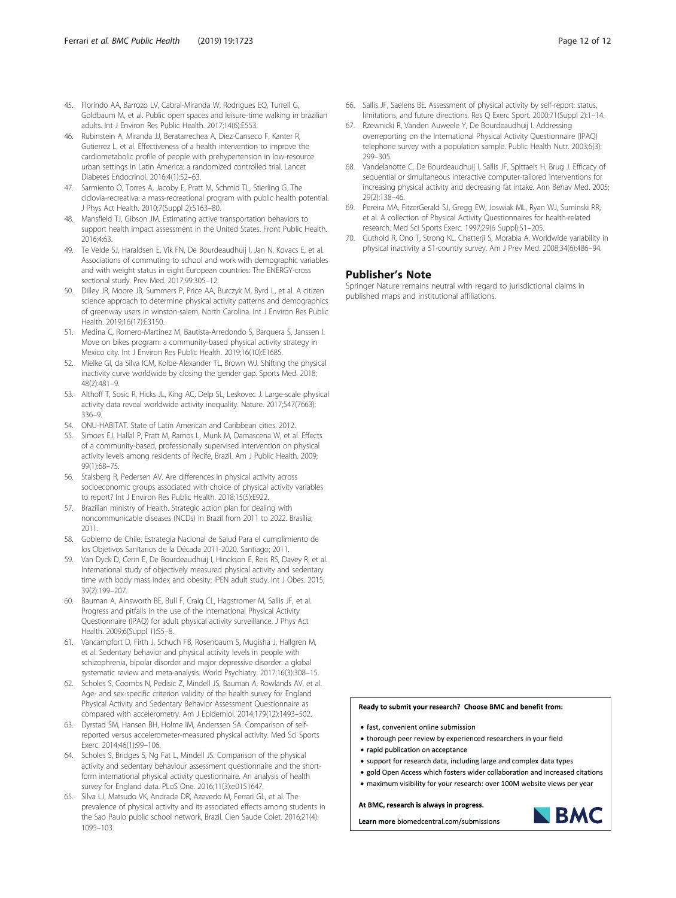45. Florindo AA, Barrozo LV, Cabral-Miranda W, Rodrigues EQ, Turrell G, Goldbaum M, et al. Public open spaces and leisure-time walking in brazilian adults. Int J Environ Res Public Health. 2017;14(6):E553.
46. Rubinstein A, Miranda JJ, Beratarrechea A, Diez-Canseco F, Kanter R, Gutierrez L, et al. Effectiveness of a health intervention to improve the cardiometabolic profile of people with prehypertension in low-resource urban settings in Latin America: a randomized controlled trial. Lancet Diabetes Endocrinol. 2016;4(1):52–63.
47. Sarmiento O, Torres A, Jacoby E, Pratt M, Schmid TL, Stierling G. The ciclovia-recreativa: a mass-recreational program with public health potential. J Phys Act Health. 2010;7(Suppl 2):S163–80.
48. Mansfield TJ, Gibson JM. Estimating active transportation behaviors to support health impact assessment in the United States. Front Public Health. 2016;4:63.
49. Te Velde SJ, Haraldsen E, Vik FN, De Bourdeaudhuij I, Jan N, Kovacs E, et al. Associations of commuting to school and work with demographic variables and with weight status in eight European countries: The ENERGY-cross sectional study. Prev Med. 2017;99:305–12.
50. Dilley JR, Moore JB, Summers P, Price AA, Burczyk M, Byrd L, et al. A citizen science approach to determine physical activity patterns and demographics of greenway users in winston-salem, North Carolina. Int J Environ Res Public Health. 2019;16(17):E3150.
51. Medina C, Romero-Martinez M, Bautista-Arredondo S, Barquera S, Janssen I. Move on bikes program: a community-based physical activity strategy in Mexico city. Int J Environ Res Public Health. 2019;16(10):E1685.
52. Mielke GI, da Silva ICM, Kolbe-Alexander TL, Brown WJ. Shifting the physical inactivity curve worldwide by closing the gender gap. Sports Med. 2018; 48(2):481–9.
53. Althoff T, Sosic R, Hicks JL, King AC, Delp SL, Leskovec J. Large-scale physical activity data reveal worldwide activity inequality. Nature. 2017;547(7663): 336–9.
54. ONU-HABITAT. State of Latin American and Caribbean cities. 2012.
55. Simoes EJ, Hallal P, Pratt M, Ramos L, Munk M, Damascena W, et al. Effects of a community-based, professionally supervised intervention on physical activity levels among residents of Recife, Brazil. Am J Public Health. 2009; 99(1):68–75.
56. Stalsberg R, Pedersen AV. Are differences in physical activity across socioeconomic groups associated with choice of physical activity variables to report? Int J Environ Res Public Health. 2018;15(5):E922.
57. Brazilian ministry of Health. Strategic action plan for dealing with noncommunicable diseases (NCDs) in Brazil from 2011 to 2022. Brasília; 2011.
58. Gobierno de Chile. Estrategia Nacional de Salud Para el cumplimiento de los Objetivos Sanitarios de la Década 2011-2020. Santiago; 2011.
59. Van Dyck D, Cerin E, De Bourdeaudhuij I, Hinckson E, Reis RS, Davey R, et al. International study of objectively measured physical activity and sedentary time with body mass index and obesity: IPEN adult study. Int J Obes. 2015; 39(2):199–207.
60. Bauman A, Ainsworth BE, Bull F, Craig CL, Hagstromer M, Sallis JF, et al. Progress and pitfalls in the use of the International Physical Activity Questionnaire (IPAQ) for adult physical activity surveillance. J Phys Act Health. 2009;6(Suppl 1):S5–8.
61. Vancampfort D, Firth J, Schuch FB, Rosenbaum S, Mugisha J, Hallgren M, et al. Sedentary behavior and physical activity levels in people with schizophrenia, bipolar disorder and major depressive disorder: a global systematic review and meta-analysis. World Psychiatry. 2017;16(3):308–15.
62. Scholes S, Coombs N, Pedisic Z, Mindell JS, Bauman A, Rowlands AV, et al. Age- and sex-specific criterion validity of the health survey for England Physical Activity and Sedentary Behavior Assessment Questionnaire as compared with accelerometry. Am J Epidemiol. 2014;179(12):1493–502.
63. Dyrstad SM, Hansen BH, Holme IM, Anderssen SA. Comparison of self-reported versus accelerometer-measured physical activity. Med Sci Sports Exerc. 2014;46(1):99–106.
64. Scholes S, Bridges S, Ng Fat L, Mindell JS. Comparison of the physical activity and sedentary behaviour assessment questionnaire and the short-form international physical activity questionnaire. An analysis of health survey for England data. PLoS One. 2016;11(3):e0151647.
65. Silva LJ, Matsudo VK, Andrade DR, Azevedo M, Ferrari GL, et al. The prevalence of physical activity and its associated effects among students in the Sao Paulo public school network, Brazil. Cien Saude Colet. 2016;21(4): 1095–103.
66. Sallis JF, Saelens BE. Assessment of physical activity by self-report: status, limitations, and future directions. Res Q Exerc Sport. 2000;71(Suppl 2):1–14.
67. Rzewnicki R, Vanden Auweele Y, De Bourdeaudhuij I. Addressing overreporting on the International Physical Activity Questionnaire (IPAQ) telephone survey with a population sample. Public Health Nutr. 2003;6(3): 299–305.
68. Vandelanotte C, De Bourdeaudhuij I, Sallis JF, Spittaels H, Brug J. Efficacy of sequential or simultaneous interactive computer-tailored interventions for increasing physical activity and decreasing fat intake. Ann Behav Med. 2005; 29(2):138–46.
69. Pereira MA, FitzerGerald SJ, Gregg EW, Joswiak ML, Ryan WJ, Suminski RR, et al. A collection of Physical Activity Questionnaires for health-related research. Med Sci Sports Exerc. 1997;29(6 Suppl):S1–205.
70. Guthold R, Ono T, Strong KL, Chatterji S, Morabia A. Worldwide variability in physical inactivity a 51-country survey. Am J Prev Med. 2008;34(6):486–94.

## Publisher's Note

Springer Nature remains neutral with regard to jurisdictional claims in published maps and institutional affiliations.

**Ready to submit your research? Choose BMC and benefit from:**

- fast, convenient online submission
- thorough peer review by experienced researchers in your field
- rapid publication on acceptance
- support for research data, including large and complex data types
- gold Open Access which fosters wider collaboration and increased citations
- maximum visibility for your research: over 100M website views per year

**At BMC, research is always in progress.**

**Learn more** biomedcentral.com/submissions

BMC